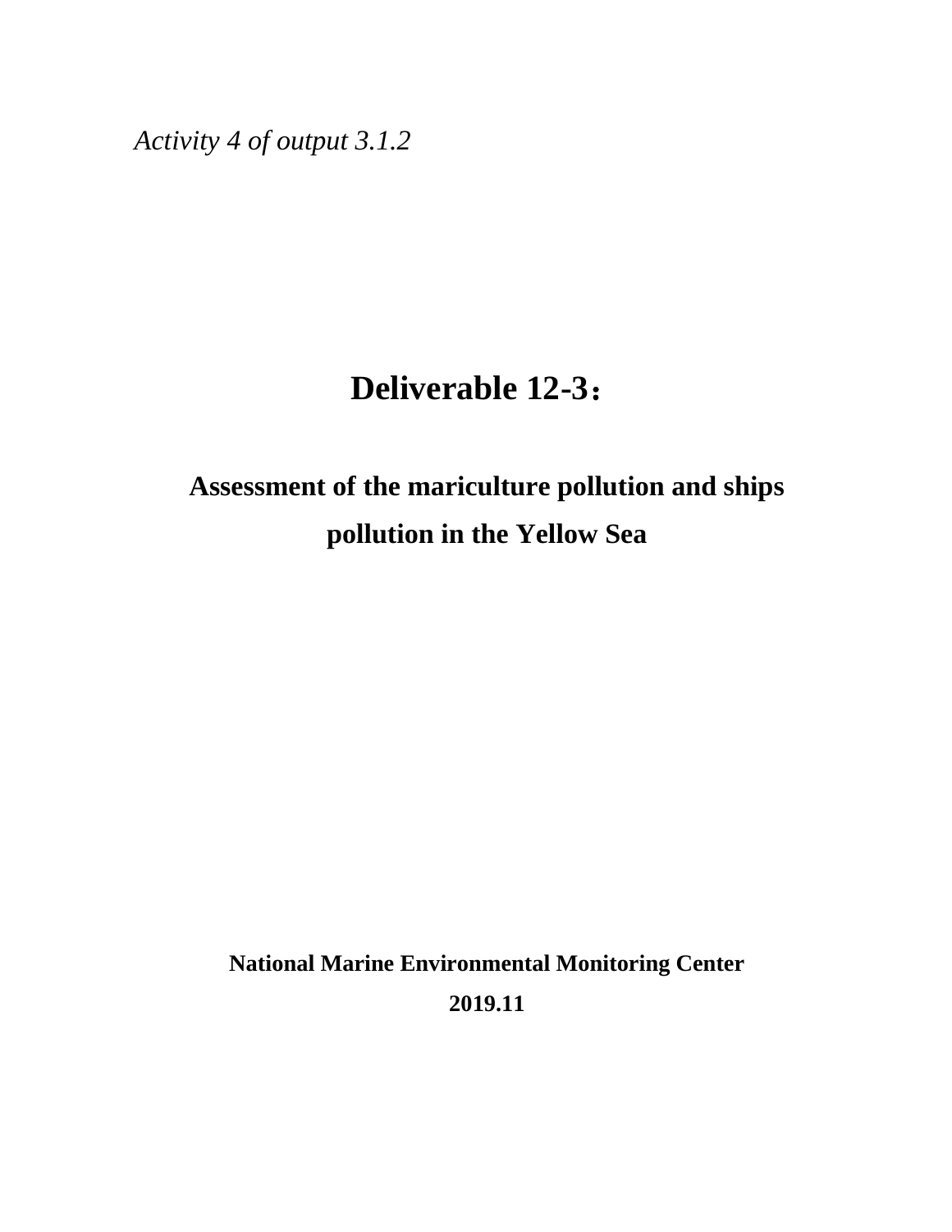*Activity 4 of output 3.1.2*

# Deliverable 12-3：

## Assessment of the mariculture pollution and ships pollution in the Yellow Sea

**National Marine Environmental Monitoring Center**

**2019.11**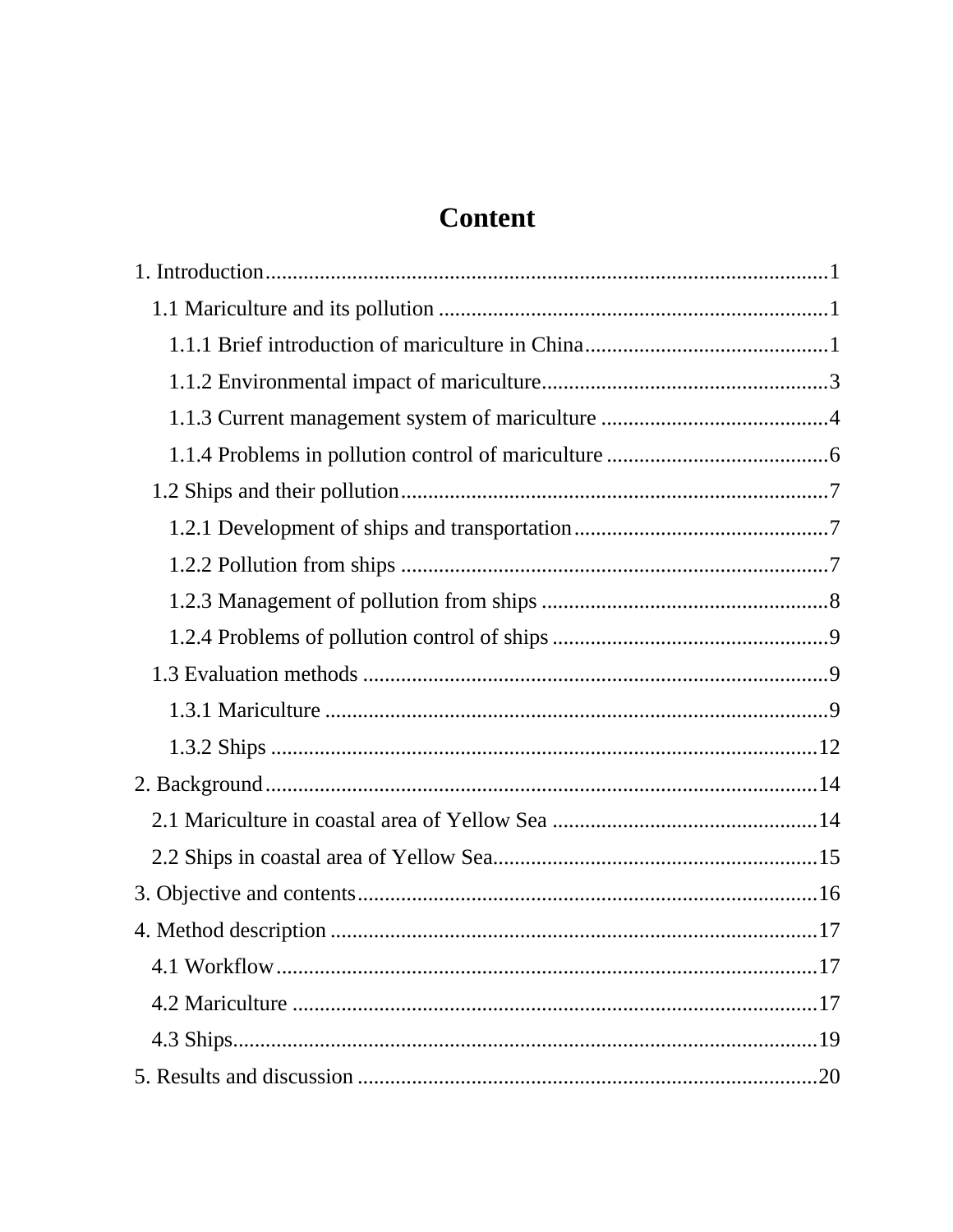# Content

1. Introduction........................................................................................................1
    1.1 Mariculture and its pollution ........................................................................1
        1.1.1 Brief introduction of mariculture in China.............................................1
        1.1.2 Environmental impact of mariculture.....................................................3
        1.1.3 Current management system of mariculture ..........................................4
        1.1.4 Problems in pollution control of mariculture .........................................6
    1.2 Ships and their pollution...............................................................................7
        1.2.1 Development of ships and transportation...............................................7
        1.2.2 Pollution from ships ...............................................................................7
        1.2.3 Management of pollution from ships .....................................................8
        1.2.4 Problems of pollution control of ships ...................................................9
    1.3 Evaluation methods ......................................................................................9
        1.3.1 Mariculture ............................................................................................9
        1.3.2 Ships .....................................................................................................12
2. Background......................................................................................................14
    2.1 Mariculture in coastal area of Yellow Sea ..................................................14
    2.2 Ships in coastal area of Yellow Sea.............................................................15
3. Objective and contents.....................................................................................16
4. Method description ..........................................................................................17
    4.1 Workflow....................................................................................................17
    4.2 Mariculture .................................................................................................17
    4.3 Ships............................................................................................................19
5. Results and discussion .....................................................................................20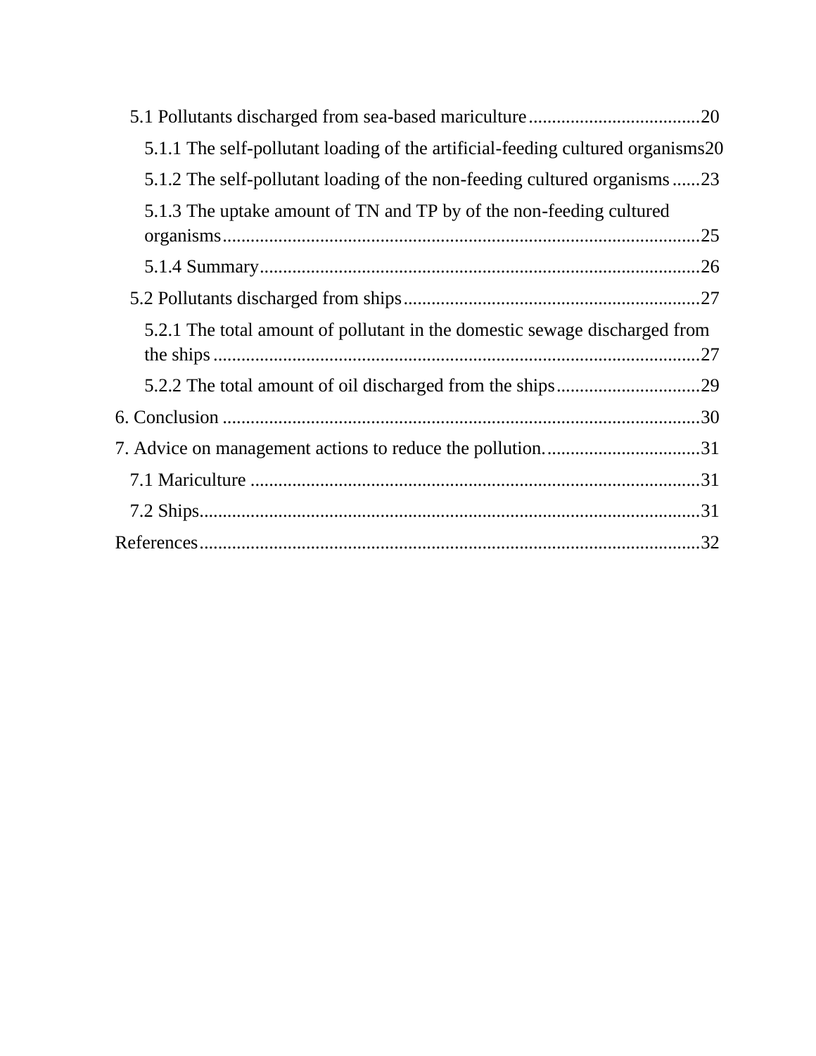5.1 Pollutants discharged from sea-based mariculture ..................................... 20

5.1.1 The self-pollutant loading of the artificial-feeding cultured organisms 20

5.1.2 The self-pollutant loading of the non-feeding cultured organisms ...... 23

5.1.3 The uptake amount of TN and TP by of the non-feeding cultured organisms ..................................................................................................... 25

5.1.4 Summary ............................................................................................. 26

5.2 Pollutants discharged from ships ................................................................ 27

5.2.1 The total amount of pollutant in the domestic sewage discharged from the ships ......................................................................................................... 27

5.2.2 The total amount of oil discharged from the ships ............................... 29

6. Conclusion ....................................................................................................... 30

7. Advice on management actions to reduce the pollution. ................................. 31

7.1 Mariculture ................................................................................................ 31

7.2 Ships ........................................................................................................... 31

References ........................................................................................................... 32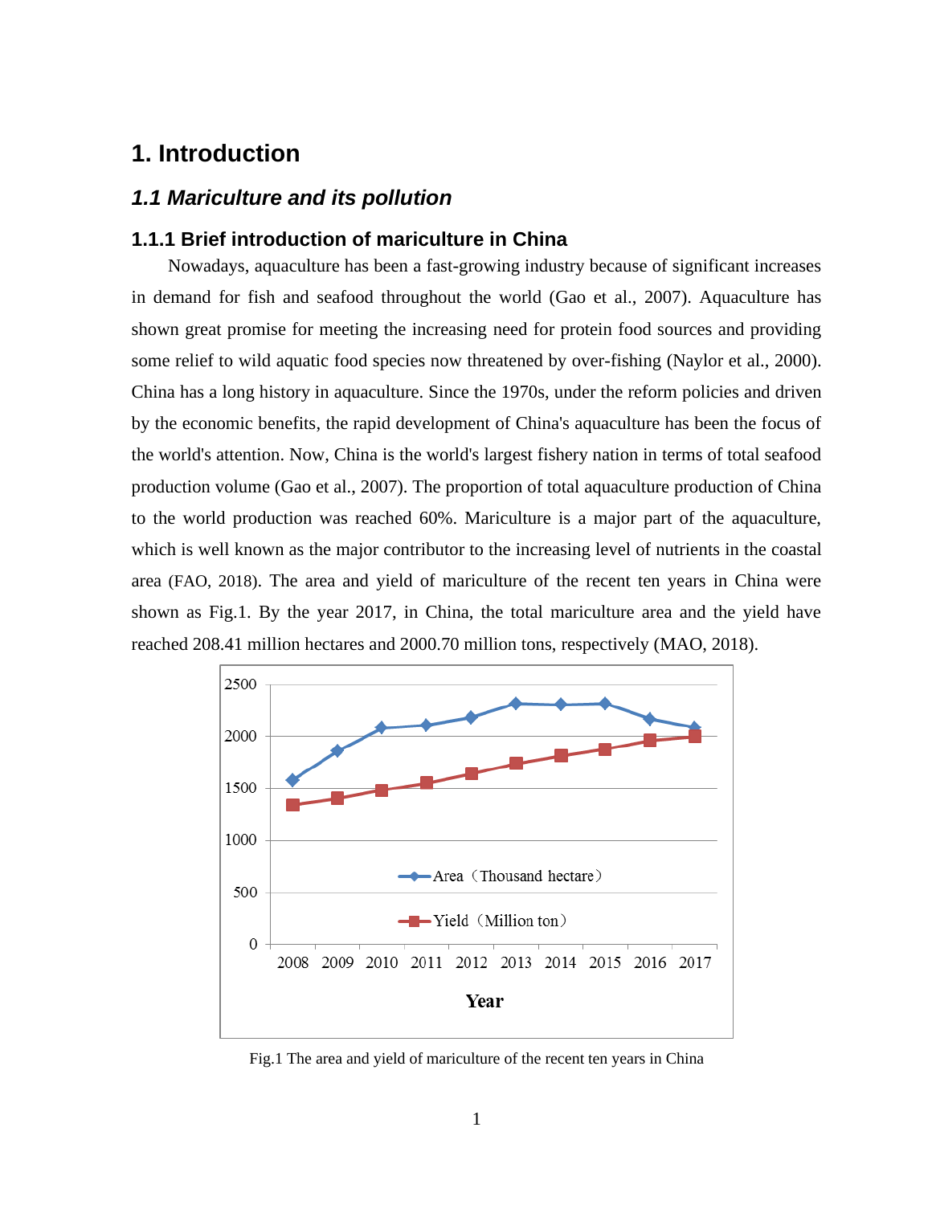# 1. Introduction

## *1.1 Mariculture and its pollution*

### 1.1.1 Brief introduction of mariculture in China

Nowadays, aquaculture has been a fast-growing industry because of significant increases in demand for fish and seafood throughout the world (Gao et al., 2007). Aquaculture has shown great promise for meeting the increasing need for protein food sources and providing some relief to wild aquatic food species now threatened by over-fishing (Naylor et al., 2000). China has a long history in aquaculture. Since the 1970s, under the reform policies and driven by the economic benefits, the rapid development of China's aquaculture has been the focus of the world's attention. Now, China is the world's largest fishery nation in terms of total seafood production volume (Gao et al., 2007). The proportion of total aquaculture production of China to the world production was reached 60%. Mariculture is a major part of the aquaculture, which is well known as the major contributor to the increasing level of nutrients in the coastal area (FAO, 2018). The area and yield of mariculture of the recent ten years in China were shown as Fig.1. By the year 2017, in China, the total mariculture area and the yield have reached 208.41 million hectares and 2000.70 million tons, respectively (MAO, 2018).

Fig.1 The area and yield of mariculture of the recent ten years in China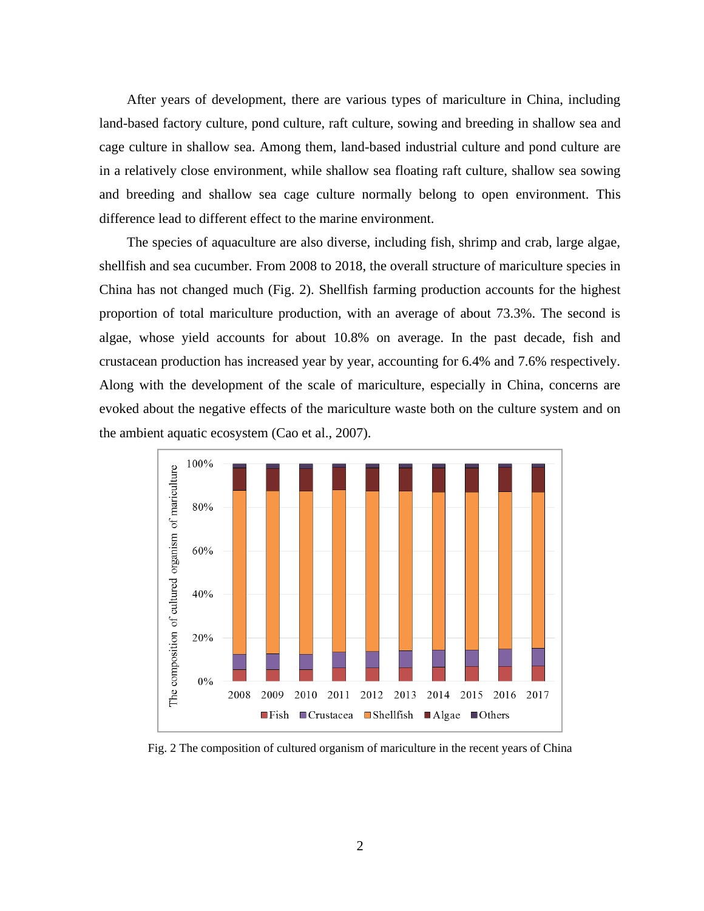After years of development, there are various types of mariculture in China, including land-based factory culture, pond culture, raft culture, sowing and breeding in shallow sea and cage culture in shallow sea. Among them, land-based industrial culture and pond culture are in a relatively close environment, while shallow sea floating raft culture, shallow sea sowing and breeding and shallow sea cage culture normally belong to open environment. This difference lead to different effect to the marine environment.

The species of aquaculture are also diverse, including fish, shrimp and crab, large algae, shellfish and sea cucumber. From 2008 to 2018, the overall structure of mariculture species in China has not changed much (Fig. 2). Shellfish farming production accounts for the highest proportion of total mariculture production, with an average of about 73.3%. The second is algae, whose yield accounts for about 10.8% on average. In the past decade, fish and crustacean production has increased year by year, accounting for 6.4% and 7.6% respectively. Along with the development of the scale of mariculture, especially in China, concerns are evoked about the negative effects of the mariculture waste both on the culture system and on the ambient aquatic ecosystem (Cao et al., 2007).

Fig. 2 The composition of cultured organism of mariculture in the recent years of China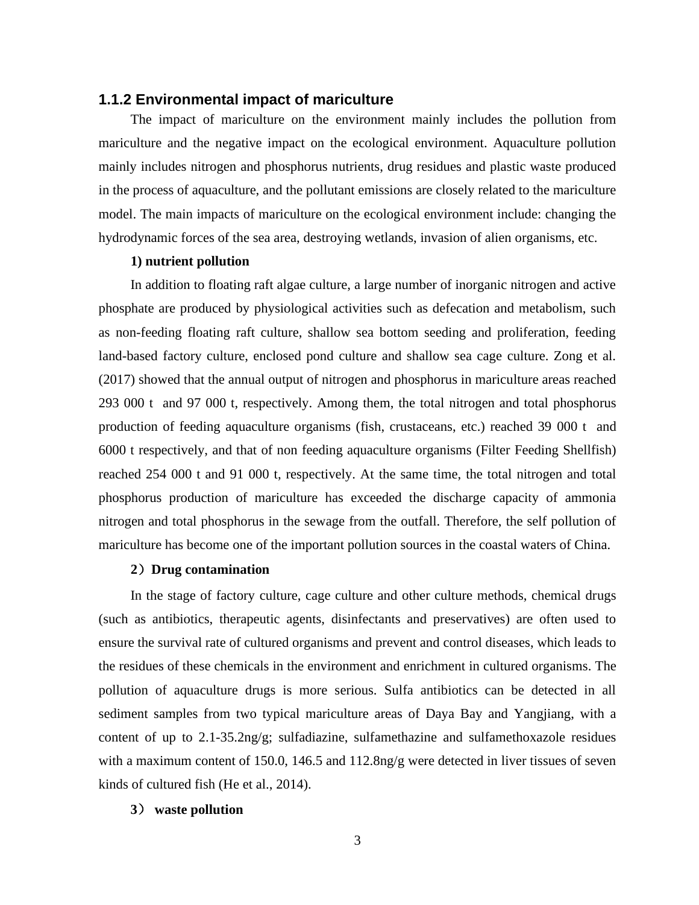### 1.1.2 Environmental impact of mariculture

The impact of mariculture on the environment mainly includes the pollution from mariculture and the negative impact on the ecological environment. Aquaculture pollution mainly includes nitrogen and phosphorus nutrients, drug residues and plastic waste produced in the process of aquaculture, and the pollutant emissions are closely related to the mariculture model. The main impacts of mariculture on the ecological environment include: changing the hydrodynamic forces of the sea area, destroying wetlands, invasion of alien organisms, etc.

**1) nutrient pollution**

In addition to floating raft algae culture, a large number of inorganic nitrogen and active phosphate are produced by physiological activities such as defecation and metabolism, such as non-feeding floating raft culture, shallow sea bottom seeding and proliferation, feeding land-based factory culture, enclosed pond culture and shallow sea cage culture. Zong et al. (2017) showed that the annual output of nitrogen and phosphorus in mariculture areas reached 293 000 t and 97 000 t, respectively. Among them, the total nitrogen and total phosphorus production of feeding aquaculture organisms (fish, crustaceans, etc.) reached 39 000 t and 6000 t respectively, and that of non feeding aquaculture organisms (Filter Feeding Shellfish) reached 254 000 t and 91 000 t, respectively. At the same time, the total nitrogen and total phosphorus production of mariculture has exceeded the discharge capacity of ammonia nitrogen and total phosphorus in the sewage from the outfall. Therefore, the self pollution of mariculture has become one of the important pollution sources in the coastal waters of China.

**2）Drug contamination**

In the stage of factory culture, cage culture and other culture methods, chemical drugs (such as antibiotics, therapeutic agents, disinfectants and preservatives) are often used to ensure the survival rate of cultured organisms and prevent and control diseases, which leads to the residues of these chemicals in the environment and enrichment in cultured organisms. The pollution of aquaculture drugs is more serious. Sulfa antibiotics can be detected in all sediment samples from two typical mariculture areas of Daya Bay and Yangjiang, with a content of up to 2.1-35.2ng/g; sulfadiazine, sulfamethazine and sulfamethoxazole residues with a maximum content of 150.0, 146.5 and 112.8ng/g were detected in liver tissues of seven kinds of cultured fish (He et al., 2014).

**3） waste pollution**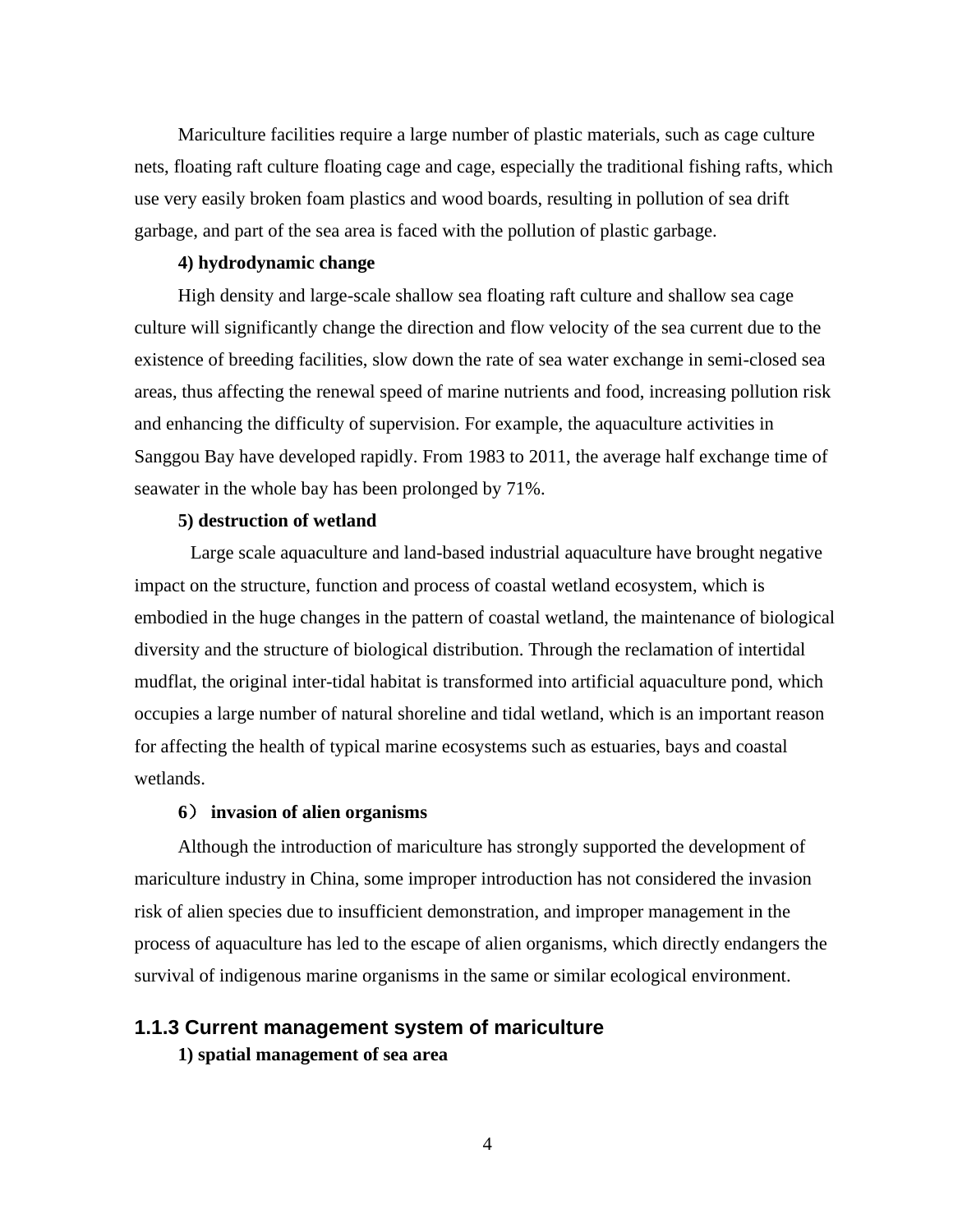Mariculture facilities require a large number of plastic materials, such as cage culture nets, floating raft culture floating cage and cage, especially the traditional fishing rafts, which use very easily broken foam plastics and wood boards, resulting in pollution of sea drift garbage, and part of the sea area is faced with the pollution of plastic garbage.

**4) hydrodynamic change**

High density and large-scale shallow sea floating raft culture and shallow sea cage culture will significantly change the direction and flow velocity of the sea current due to the existence of breeding facilities, slow down the rate of sea water exchange in semi-closed sea areas, thus affecting the renewal speed of marine nutrients and food, increasing pollution risk and enhancing the difficulty of supervision. For example, the aquaculture activities in Sanggou Bay have developed rapidly. From 1983 to 2011, the average half exchange time of seawater in the whole bay has been prolonged by 71%.

**5) destruction of wetland**

Large scale aquaculture and land-based industrial aquaculture have brought negative impact on the structure, function and process of coastal wetland ecosystem, which is embodied in the huge changes in the pattern of coastal wetland, the maintenance of biological diversity and the structure of biological distribution. Through the reclamation of intertidal mudflat, the original inter-tidal habitat is transformed into artificial aquaculture pond, which occupies a large number of natural shoreline and tidal wetland, which is an important reason for affecting the health of typical marine ecosystems such as estuaries, bays and coastal wetlands.

**6） invasion of alien organisms**

Although the introduction of mariculture has strongly supported the development of mariculture industry in China, some improper introduction has not considered the invasion risk of alien species due to insufficient demonstration, and improper management in the process of aquaculture has led to the escape of alien organisms, which directly endangers the survival of indigenous marine organisms in the same or similar ecological environment.

### 1.1.3 Current management system of mariculture

**1) spatial management of sea area**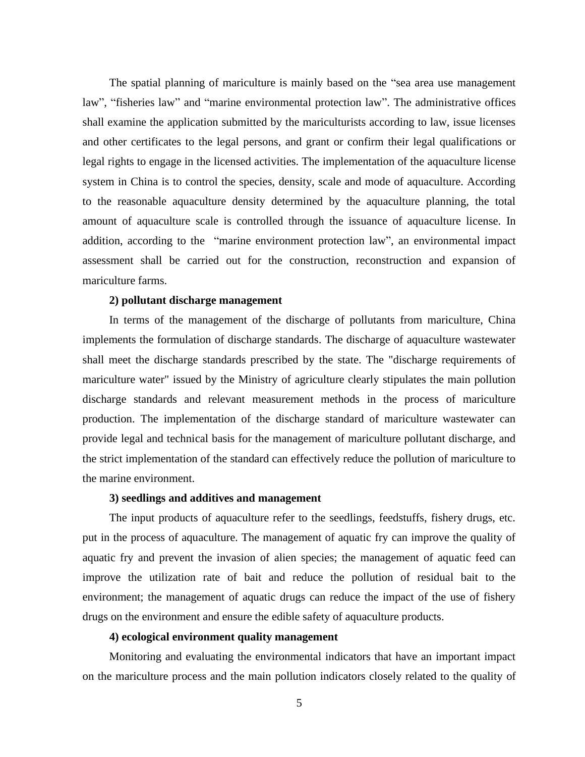The spatial planning of mariculture is mainly based on the “sea area use management law”, “fisheries law” and “marine environmental protection law”. The administrative offices shall examine the application submitted by the mariculturists according to law, issue licenses and other certificates to the legal persons, and grant or confirm their legal qualifications or legal rights to engage in the licensed activities. The implementation of the aquaculture license system in China is to control the species, density, scale and mode of aquaculture. According to the reasonable aquaculture density determined by the aquaculture planning, the total amount of aquaculture scale is controlled through the issuance of aquaculture license. In addition, according to the “marine environment protection law”, an environmental impact assessment shall be carried out for the construction, reconstruction and expansion of mariculture farms.

**2) pollutant discharge management**

In terms of the management of the discharge of pollutants from mariculture, China implements the formulation of discharge standards. The discharge of aquaculture wastewater shall meet the discharge standards prescribed by the state. The "discharge requirements of mariculture water" issued by the Ministry of agriculture clearly stipulates the main pollution discharge standards and relevant measurement methods in the process of mariculture production. The implementation of the discharge standard of mariculture wastewater can provide legal and technical basis for the management of mariculture pollutant discharge, and the strict implementation of the standard can effectively reduce the pollution of mariculture to the marine environment.

**3) seedlings and additives and management**

The input products of aquaculture refer to the seedlings, feedstuffs, fishery drugs, etc. put in the process of aquaculture. The management of aquatic fry can improve the quality of aquatic fry and prevent the invasion of alien species; the management of aquatic feed can improve the utilization rate of bait and reduce the pollution of residual bait to the environment; the management of aquatic drugs can reduce the impact of the use of fishery drugs on the environment and ensure the edible safety of aquaculture products.

**4) ecological environment quality management**

Monitoring and evaluating the environmental indicators that have an important impact on the mariculture process and the main pollution indicators closely related to the quality of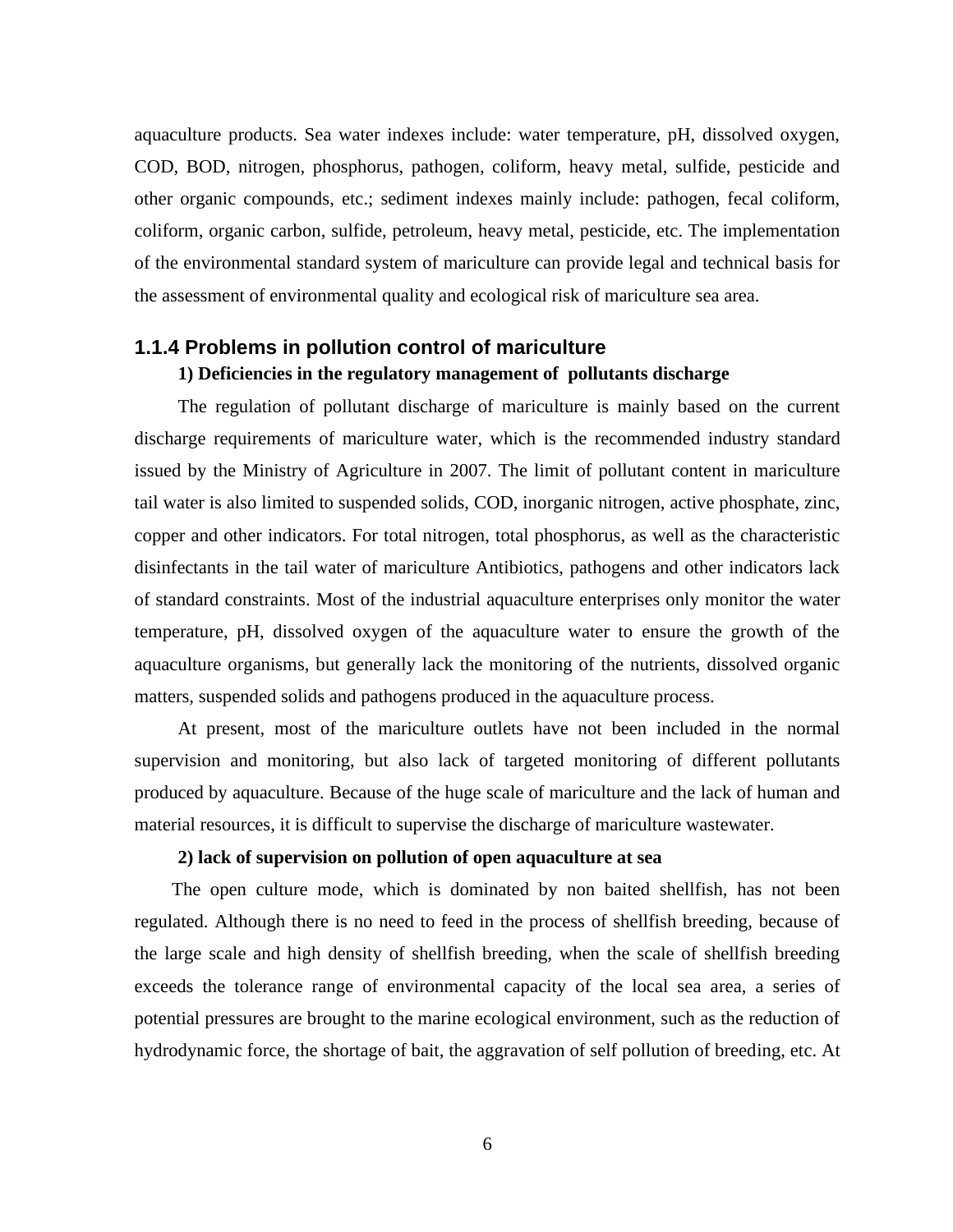aquaculture products. Sea water indexes include: water temperature, pH, dissolved oxygen, COD, BOD, nitrogen, phosphorus, pathogen, coliform, heavy metal, sulfide, pesticide and other organic compounds, etc.; sediment indexes mainly include: pathogen, fecal coliform, coliform, organic carbon, sulfide, petroleum, heavy metal, pesticide, etc. The implementation of the environmental standard system of mariculture can provide legal and technical basis for the assessment of environmental quality and ecological risk of mariculture sea area.

### 1.1.4 Problems in pollution control of mariculture

**1) Deficiencies in the regulatory management of  pollutants discharge**

The regulation of pollutant discharge of mariculture is mainly based on the current discharge requirements of mariculture water, which is the recommended industry standard issued by the Ministry of Agriculture in 2007. The limit of pollutant content in mariculture tail water is also limited to suspended solids, COD, inorganic nitrogen, active phosphate, zinc, copper and other indicators. For total nitrogen, total phosphorus, as well as the characteristic disinfectants in the tail water of mariculture Antibiotics, pathogens and other indicators lack of standard constraints. Most of the industrial aquaculture enterprises only monitor the water temperature, pH, dissolved oxygen of the aquaculture water to ensure the growth of the aquaculture organisms, but generally lack the monitoring of the nutrients, dissolved organic matters, suspended solids and pathogens produced in the aquaculture process.

At present, most of the mariculture outlets have not been included in the normal supervision and monitoring, but also lack of targeted monitoring of different pollutants produced by aquaculture. Because of the huge scale of mariculture and the lack of human and material resources, it is difficult to supervise the discharge of mariculture wastewater.

**2) lack of supervision on pollution of open aquaculture at sea**

The open culture mode, which is dominated by non baited shellfish, has not been regulated. Although there is no need to feed in the process of shellfish breeding, because of the large scale and high density of shellfish breeding, when the scale of shellfish breeding exceeds the tolerance range of environmental capacity of the local sea area, a series of potential pressures are brought to the marine ecological environment, such as the reduction of hydrodynamic force, the shortage of bait, the aggravation of self pollution of breeding, etc. At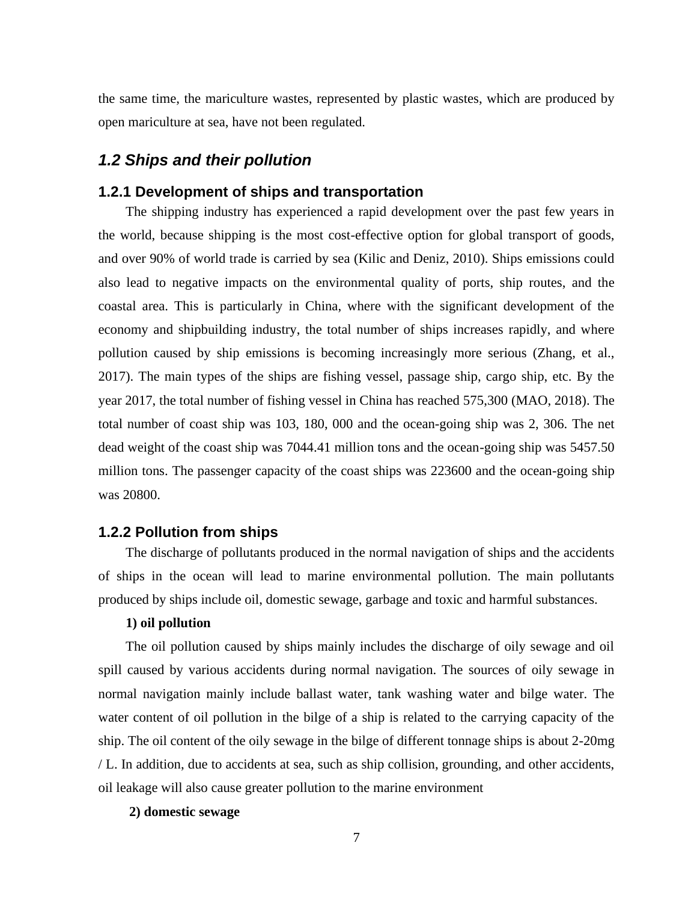the same time, the mariculture wastes, represented by plastic wastes, which are produced by open mariculture at sea, have not been regulated.

## *1.2 Ships and their pollution*

### 1.2.1 Development of ships and transportation

The shipping industry has experienced a rapid development over the past few years in the world, because shipping is the most cost-effective option for global transport of goods, and over 90% of world trade is carried by sea (Kilic and Deniz, 2010). Ships emissions could also lead to negative impacts on the environmental quality of ports, ship routes, and the coastal area. This is particularly in China, where with the significant development of the economy and shipbuilding industry, the total number of ships increases rapidly, and where pollution caused by ship emissions is becoming increasingly more serious (Zhang, et al., 2017). The main types of the ships are fishing vessel, passage ship, cargo ship, etc. By the year 2017, the total number of fishing vessel in China has reached 575,300 (MAO, 2018). The total number of coast ship was 103, 180, 000 and the ocean-going ship was 2, 306. The net dead weight of the coast ship was 7044.41 million tons and the ocean-going ship was 5457.50 million tons. The passenger capacity of the coast ships was 223600 and the ocean-going ship was 20800.

### 1.2.2 Pollution from ships

The discharge of pollutants produced in the normal navigation of ships and the accidents of ships in the ocean will lead to marine environmental pollution. The main pollutants produced by ships include oil, domestic sewage, garbage and toxic and harmful substances.

**1) oil pollution**

The oil pollution caused by ships mainly includes the discharge of oily sewage and oil spill caused by various accidents during normal navigation. The sources of oily sewage in normal navigation mainly include ballast water, tank washing water and bilge water. The water content of oil pollution in the bilge of a ship is related to the carrying capacity of the ship. The oil content of the oily sewage in the bilge of different tonnage ships is about 2-20mg / L. In addition, due to accidents at sea, such as ship collision, grounding, and other accidents, oil leakage will also cause greater pollution to the marine environment

**2) domestic sewage**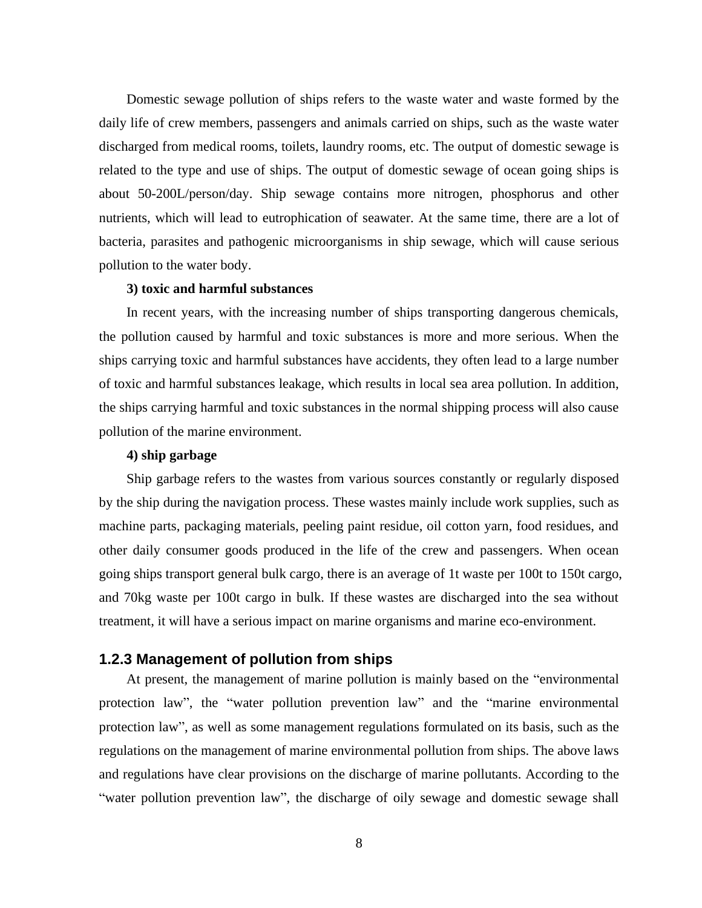Domestic sewage pollution of ships refers to the waste water and waste formed by the daily life of crew members, passengers and animals carried on ships, such as the waste water discharged from medical rooms, toilets, laundry rooms, etc. The output of domestic sewage is related to the type and use of ships. The output of domestic sewage of ocean going ships is about 50-200L/person/day. Ship sewage contains more nitrogen, phosphorus and other nutrients, which will lead to eutrophication of seawater. At the same time, there are a lot of bacteria, parasites and pathogenic microorganisms in ship sewage, which will cause serious pollution to the water body.

**3) toxic and harmful substances**

In recent years, with the increasing number of ships transporting dangerous chemicals, the pollution caused by harmful and toxic substances is more and more serious. When the ships carrying toxic and harmful substances have accidents, they often lead to a large number of toxic and harmful substances leakage, which results in local sea area pollution. In addition, the ships carrying harmful and toxic substances in the normal shipping process will also cause pollution of the marine environment.

**4) ship garbage**

Ship garbage refers to the wastes from various sources constantly or regularly disposed by the ship during the navigation process. These wastes mainly include work supplies, such as machine parts, packaging materials, peeling paint residue, oil cotton yarn, food residues, and other daily consumer goods produced in the life of the crew and passengers. When ocean going ships transport general bulk cargo, there is an average of 1t waste per 100t to 150t cargo, and 70kg waste per 100t cargo in bulk. If these wastes are discharged into the sea without treatment, it will have a serious impact on marine organisms and marine eco-environment.

### 1.2.3 Management of pollution from ships

At present, the management of marine pollution is mainly based on the "environmental protection law", the "water pollution prevention law" and the "marine environmental protection law", as well as some management regulations formulated on its basis, such as the regulations on the management of marine environmental pollution from ships. The above laws and regulations have clear provisions on the discharge of marine pollutants. According to the "water pollution prevention law", the discharge of oily sewage and domestic sewage shall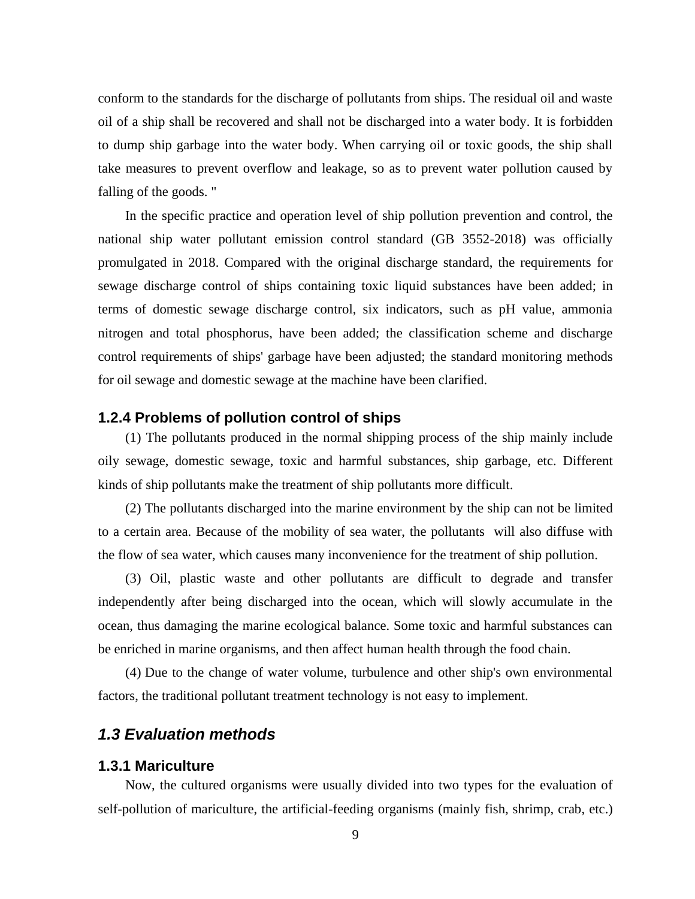conform to the standards for the discharge of pollutants from ships. The residual oil and waste oil of a ship shall be recovered and shall not be discharged into a water body. It is forbidden to dump ship garbage into the water body. When carrying oil or toxic goods, the ship shall take measures to prevent overflow and leakage, so as to prevent water pollution caused by falling of the goods. "

In the specific practice and operation level of ship pollution prevention and control, the national ship water pollutant emission control standard (GB 3552-2018) was officially promulgated in 2018. Compared with the original discharge standard, the requirements for sewage discharge control of ships containing toxic liquid substances have been added; in terms of domestic sewage discharge control, six indicators, such as pH value, ammonia nitrogen and total phosphorus, have been added; the classification scheme and discharge control requirements of ships' garbage have been adjusted; the standard monitoring methods for oil sewage and domestic sewage at the machine have been clarified.

### 1.2.4 Problems of pollution control of ships

(1) The pollutants produced in the normal shipping process of the ship mainly include oily sewage, domestic sewage, toxic and harmful substances, ship garbage, etc. Different kinds of ship pollutants make the treatment of ship pollutants more difficult.

(2) The pollutants discharged into the marine environment by the ship can not be limited to a certain area. Because of the mobility of sea water, the pollutants will also diffuse with the flow of sea water, which causes many inconvenience for the treatment of ship pollution.

(3) Oil, plastic waste and other pollutants are difficult to degrade and transfer independently after being discharged into the ocean, which will slowly accumulate in the ocean, thus damaging the marine ecological balance. Some toxic and harmful substances can be enriched in marine organisms, and then affect human health through the food chain.

(4) Due to the change of water volume, turbulence and other ship's own environmental factors, the traditional pollutant treatment technology is not easy to implement.

## *1.3 Evaluation methods*

### 1.3.1 Mariculture

Now, the cultured organisms were usually divided into two types for the evaluation of self-pollution of mariculture, the artificial-feeding organisms (mainly fish, shrimp, crab, etc.)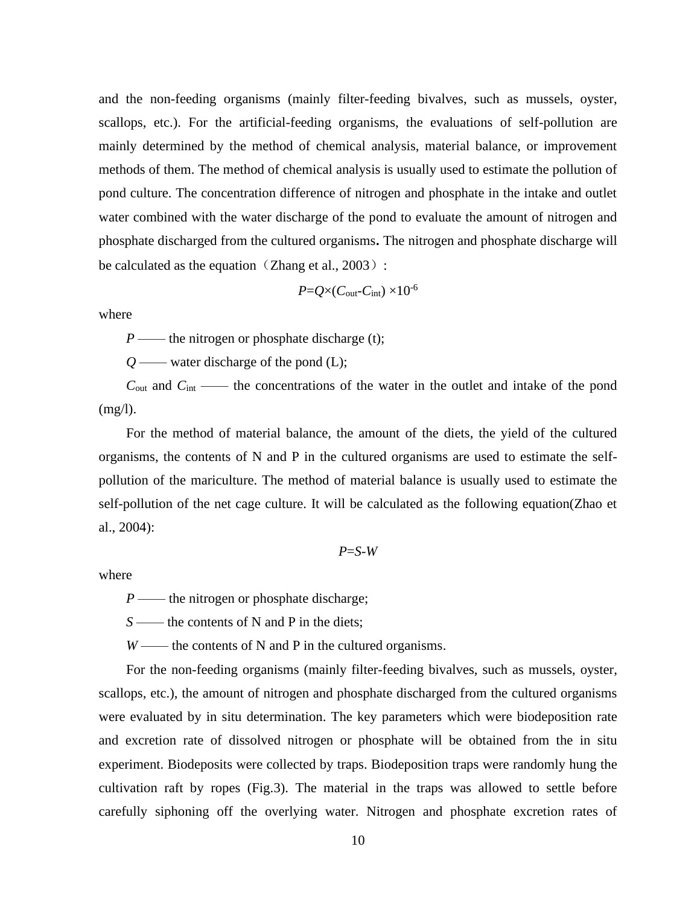and the non-feeding organisms (mainly filter-feeding bivalves, such as mussels, oyster, scallops, etc.). For the artificial-feeding organisms, the evaluations of self-pollution are mainly determined by the method of chemical analysis, material balance, or improvement methods of them. The method of chemical analysis is usually used to estimate the pollution of pond culture. The concentration difference of nitrogen and phosphate in the intake and outlet water combined with the water discharge of the pond to evaluate the amount of nitrogen and phosphate discharged from the cultured organisms**.** The nitrogen and phosphate discharge will be calculated as the equation（Zhang et al., 2003）:

$$P=Q\times(C_{out}-C_{int})\times10^{-6}$$

where

$P$ —— the nitrogen or phosphate discharge (t);

$Q$ —— water discharge of the pond (L);

$C_{out}$ and $C_{int}$ —— the concentrations of the water in the outlet and intake of the pond (mg/l).

For the method of material balance, the amount of the diets, the yield of the cultured organisms, the contents of N and P in the cultured organisms are used to estimate the self-pollution of the mariculture. The method of material balance is usually used to estimate the self-pollution of the net cage culture. It will be calculated as the following equation(Zhao et al., 2004):

$$P=S-W$$

where

$P$ —— the nitrogen or phosphate discharge;

$S$ —— the contents of N and P in the diets;

$W$ —— the contents of N and P in the cultured organisms.

For the non-feeding organisms (mainly filter-feeding bivalves, such as mussels, oyster, scallops, etc.), the amount of nitrogen and phosphate discharged from the cultured organisms were evaluated by in situ determination. The key parameters which were biodeposition rate and excretion rate of dissolved nitrogen or phosphate will be obtained from the in situ experiment. Biodeposits were collected by traps. Biodeposition traps were randomly hung the cultivation raft by ropes (Fig.3). The material in the traps was allowed to settle before carefully siphoning off the overlying water. Nitrogen and phosphate excretion rates of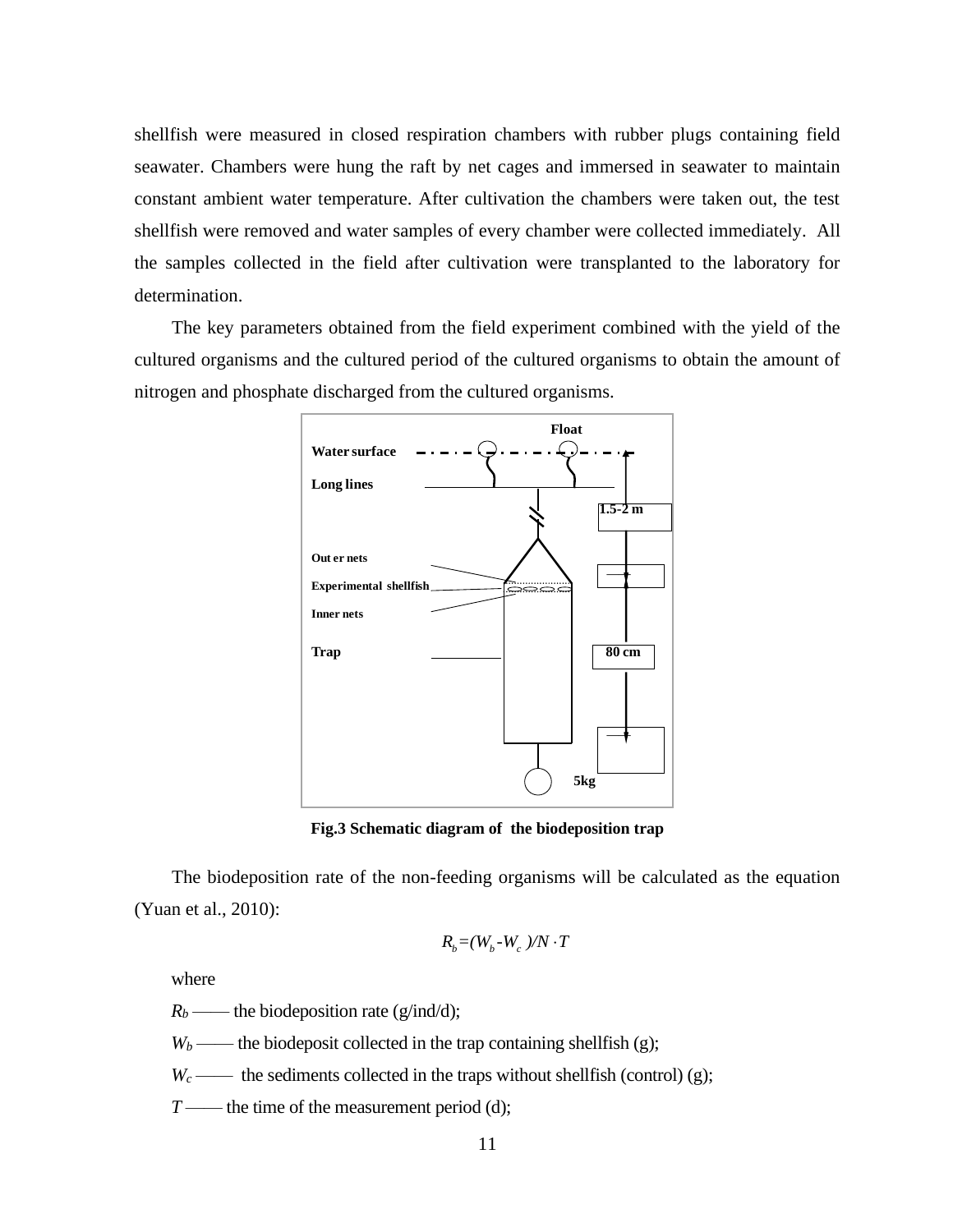shellfish were measured in closed respiration chambers with rubber plugs containing field seawater. Chambers were hung the raft by net cages and immersed in seawater to maintain constant ambient water temperature. After cultivation the chambers were taken out, the test shellfish were removed and water samples of every chamber were collected immediately. All the samples collected in the field after cultivation were transplanted to the laboratory for determination.

The key parameters obtained from the field experiment combined with the yield of the cultured organisms and the cultured period of the cultured organisms to obtain the amount of nitrogen and phosphate discharged from the cultured organisms.

**Fig.3 Schematic diagram of the biodeposition trap**

The biodeposition rate of the non-feeding organisms will be calculated as the equation (Yuan et al., 2010):

$$R_b=(W_b-W_c)/N \cdot T$$

where

$R_b$ —— the biodeposition rate (g/ind/d);

$W_b$ —— the biodeposit collected in the trap containing shellfish (g);

$W_c$ —— the sediments collected in the traps without shellfish (control) (g);

$T$ —— the time of the measurement period (d);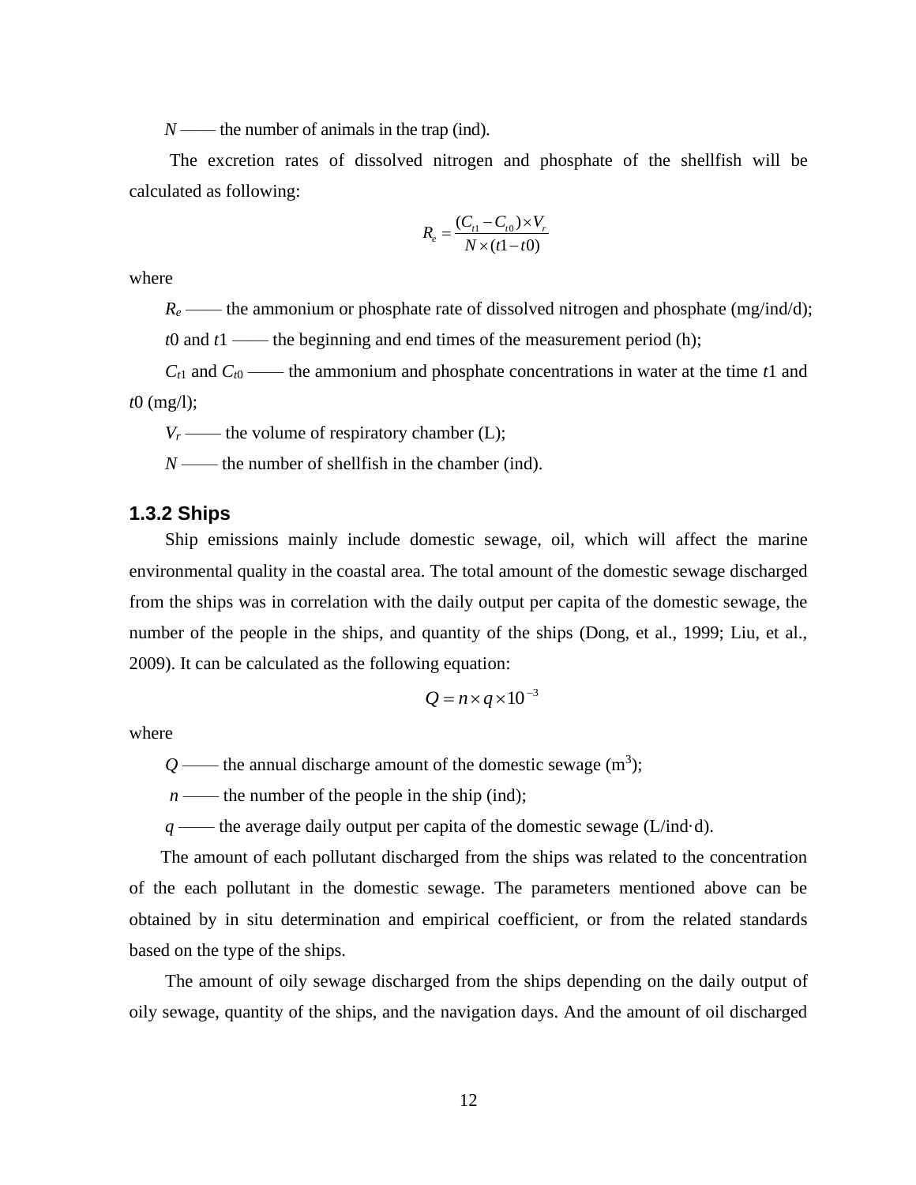$N$ —— the number of animals in the trap (ind).

The excretion rates of dissolved nitrogen and phosphate of the shellfish will be calculated as following:

$$R_e = \frac{(C_{t1} - C_{t0}) \times V_r}{N \times (t1 - t0)}$$

where

$R_e$ —— the ammonium or phosphate rate of dissolved nitrogen and phosphate (mg/ind/d);

$t0$ and $t1$ —— the beginning and end times of the measurement period (h);

$C_{t1}$ and $C_{t0}$ —— the ammonium and phosphate concentrations in water at the time $t1$ and $t0$ (mg/l);

$V_r$ —— the volume of respiratory chamber (L);

$N$ —— the number of shellfish in the chamber (ind).

### 1.3.2 Ships

Ship emissions mainly include domestic sewage, oil, which will affect the marine environmental quality in the coastal area. The total amount of the domestic sewage discharged from the ships was in correlation with the daily output per capita of the domestic sewage, the number of the people in the ships, and quantity of the ships (Dong, et al., 1999; Liu, et al., 2009). It can be calculated as the following equation:

$$Q = n \times q \times 10^{-3}$$

where

$Q$ —— the annual discharge amount of the domestic sewage ($m^3$);

$n$ —— the number of the people in the ship (ind);

$q$ —— the average daily output per capita of the domestic sewage (L/ind·d).

The amount of each pollutant discharged from the ships was related to the concentration of the each pollutant in the domestic sewage. The parameters mentioned above can be obtained by in situ determination and empirical coefficient, or from the related standards based on the type of the ships.

The amount of oily sewage discharged from the ships depending on the daily output of oily sewage, quantity of the ships, and the navigation days. And the amount of oil discharged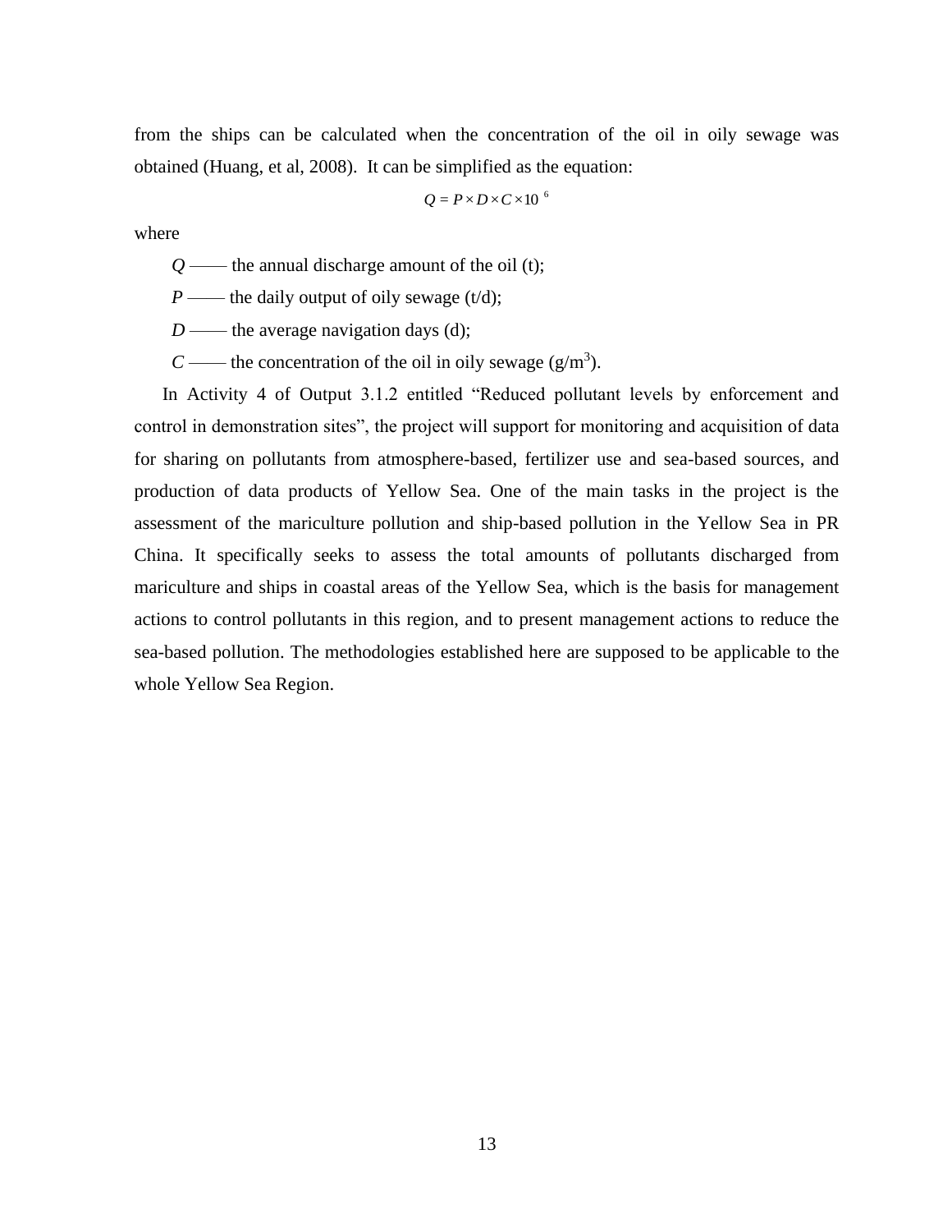from the ships can be calculated when the concentration of the oil in oily sewage was obtained (Huang, et al, 2008). It can be simplified as the equation:

$$Q = P \times D \times C \times 10^{6}$$

where

$Q$ —— the annual discharge amount of the oil (t);

$P$ —— the daily output of oily sewage (t/d);

$D$ —— the average navigation days (d);

$C$ —— the concentration of the oil in oily sewage ($g/m^3$).

In Activity 4 of Output 3.1.2 entitled "Reduced pollutant levels by enforcement and control in demonstration sites", the project will support for monitoring and acquisition of data for sharing on pollutants from atmosphere-based, fertilizer use and sea-based sources, and production of data products of Yellow Sea. One of the main tasks in the project is the assessment of the mariculture pollution and ship-based pollution in the Yellow Sea in PR China. It specifically seeks to assess the total amounts of pollutants discharged from mariculture and ships in coastal areas of the Yellow Sea, which is the basis for management actions to control pollutants in this region, and to present management actions to reduce the sea-based pollution. The methodologies established here are supposed to be applicable to the whole Yellow Sea Region.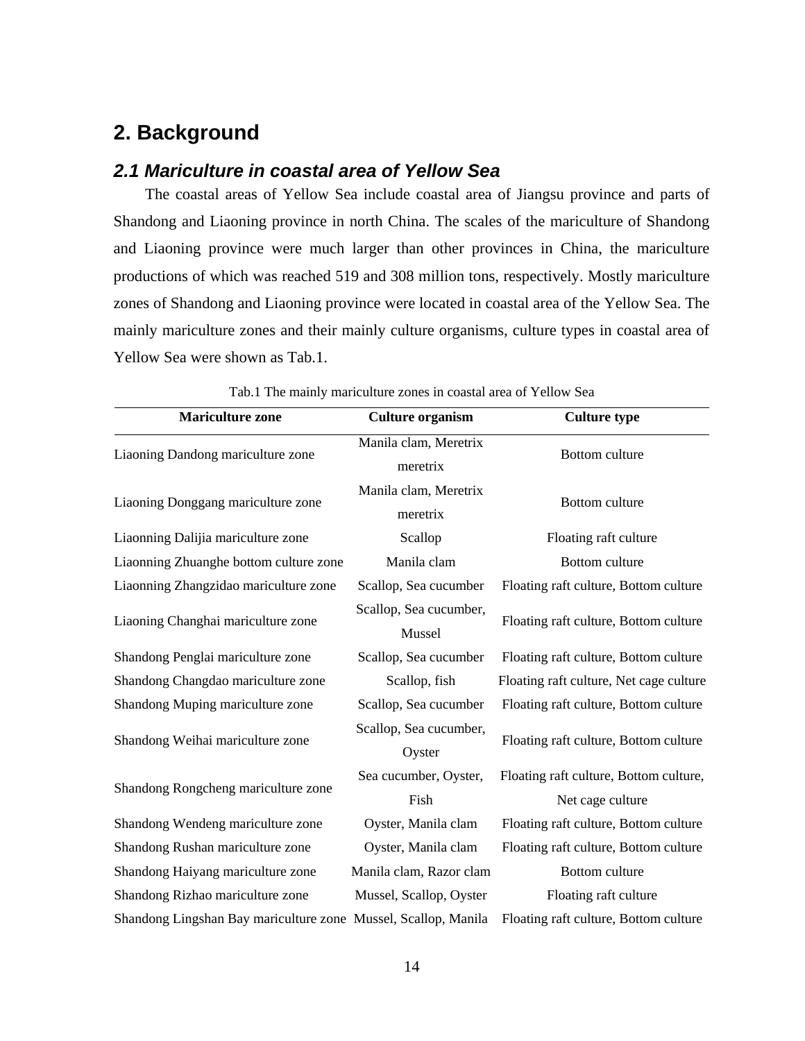# 2. Background

## *2.1 Mariculture in coastal area of Yellow Sea*

The coastal areas of Yellow Sea include coastal area of Jiangsu province and parts of Shandong and Liaoning province in north China. The scales of the mariculture of Shandong and Liaoning province were much larger than other provinces in China, the mariculture productions of which was reached 519 and 308 million tons, respectively. Mostly mariculture zones of Shandong and Liaoning province were located in coastal area of the Yellow Sea. The mainly mariculture zones and their mainly culture organisms, culture types in coastal area of Yellow Sea were shown as Tab.1.

Tab.1 The mainly mariculture zones in coastal area of Yellow Sea

| Mariculture zone | Culture organism | Culture type |
|---|---|---|
| Liaoning Dandong mariculture zone | Manila clam, Meretrix meretrix | Bottom culture |
| Liaoning Donggang mariculture zone | Manila clam, Meretrix meretrix | Bottom culture |
| Liaonning Dalijia mariculture zone | Scallop | Floating raft culture |
| Liaonning Zhuanghe bottom culture zone | Manila clam | Bottom culture |
| Liaonning Zhangzidao mariculture zone | Scallop, Sea cucumber | Floating raft culture, Bottom culture |
| Liaoning Changhai mariculture zone | Scallop, Sea cucumber, Mussel | Floating raft culture, Bottom culture |
| Shandong Penglai mariculture zone | Scallop, Sea cucumber | Floating raft culture, Bottom culture |
| Shandong Changdao mariculture zone | Scallop, fish | Floating raft culture, Net cage culture |
| Shandong Muping mariculture zone | Scallop, Sea cucumber | Floating raft culture, Bottom culture |
| Shandong Weihai mariculture zone | Scallop, Sea cucumber, Oyster | Floating raft culture, Bottom culture |
| Shandong Rongcheng mariculture zone | Sea cucumber, Oyster, Fish | Floating raft culture, Bottom culture, Net cage culture |
| Shandong Wendeng mariculture zone | Oyster, Manila clam | Floating raft culture, Bottom culture |
| Shandong Rushan mariculture zone | Oyster, Manila clam | Floating raft culture, Bottom culture |
| Shandong Haiyang mariculture zone | Manila clam, Razor clam | Bottom culture |
| Shandong Rizhao mariculture zone | Mussel, Scallop, Oyster | Floating raft culture |
| Shandong Lingshan Bay mariculture zone | Mussel, Scallop, Manila | Floating raft culture, Bottom culture |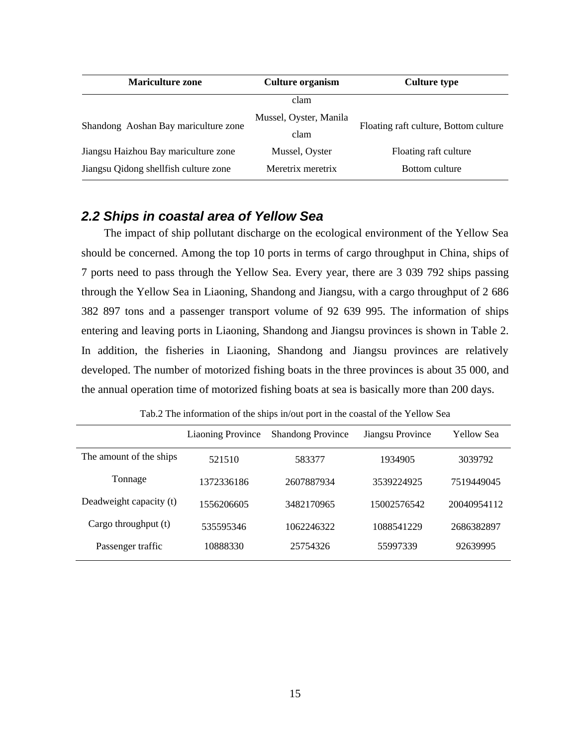| Mariculture zone | Culture organism | Culture type |
|---|---|---|
| | clam | |
| Shandong Aoshan Bay mariculture zone | Mussel, Oyster, Manila clam | Floating raft culture, Bottom culture |
| Jiangsu Haizhou Bay mariculture zone | Mussel, Oyster | Floating raft culture |
| Jiangsu Qidong shellfish culture zone | Meretrix meretrix | Bottom culture |

### *2.2 Ships in coastal area of Yellow Sea*

The impact of ship pollutant discharge on the ecological environment of the Yellow Sea should be concerned. Among the top 10 ports in terms of cargo throughput in China, ships of 7 ports need to pass through the Yellow Sea. Every year, there are 3 039 792 ships passing through the Yellow Sea in Liaoning, Shandong and Jiangsu, with a cargo throughput of 2 686 382 897 tons and a passenger transport volume of 92 639 995. The information of ships entering and leaving ports in Liaoning, Shandong and Jiangsu provinces is shown in Table 2. In addition, the fisheries in Liaoning, Shandong and Jiangsu provinces are relatively developed. The number of motorized fishing boats in the three provinces is about 35 000, and the annual operation time of motorized fishing boats at sea is basically more than 200 days.

Tab.2 The information of the ships in/out port in the coastal of the Yellow Sea

| | Liaoning Province | Shandong Province | Jiangsu Province | Yellow Sea |
|---|---|---|---|---|
| The amount of the ships | 521510 | 583377 | 1934905 | 3039792 |
| Tonnage | 1372336186 | 2607887934 | 3539224925 | 7519449045 |
| Deadweight capacity (t) | 1556206605 | 3482170965 | 15002576542 | 20040954112 |
| Cargo throughput (t) | 535595346 | 1062246322 | 1088541229 | 2686382897 |
| Passenger traffic | 10888330 | 25754326 | 55997339 | 92639995 |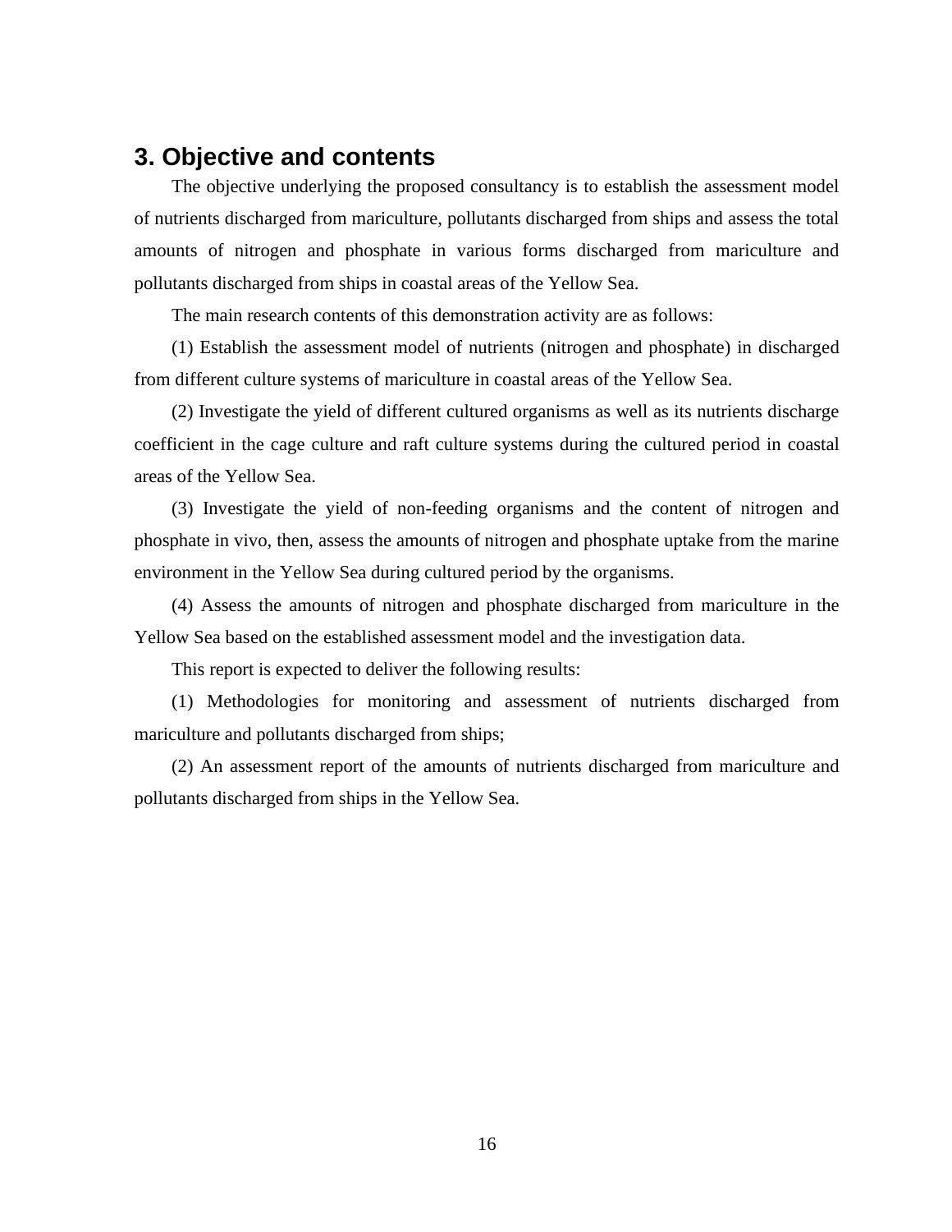## 3. Objective and contents

The objective underlying the proposed consultancy is to establish the assessment model of nutrients discharged from mariculture, pollutants discharged from ships and assess the total amounts of nitrogen and phosphate in various forms discharged from mariculture and pollutants discharged from ships in coastal areas of the Yellow Sea.

The main research contents of this demonstration activity are as follows:

(1) Establish the assessment model of nutrients (nitrogen and phosphate) in discharged from different culture systems of mariculture in coastal areas of the Yellow Sea.

(2) Investigate the yield of different cultured organisms as well as its nutrients discharge coefficient in the cage culture and raft culture systems during the cultured period in coastal areas of the Yellow Sea.

(3) Investigate the yield of non-feeding organisms and the content of nitrogen and phosphate in vivo, then, assess the amounts of nitrogen and phosphate uptake from the marine environment in the Yellow Sea during cultured period by the organisms.

(4) Assess the amounts of nitrogen and phosphate discharged from mariculture in the Yellow Sea based on the established assessment model and the investigation data.

This report is expected to deliver the following results:

(1) Methodologies for monitoring and assessment of nutrients discharged from mariculture and pollutants discharged from ships;

(2) An assessment report of the amounts of nutrients discharged from mariculture and pollutants discharged from ships in the Yellow Sea.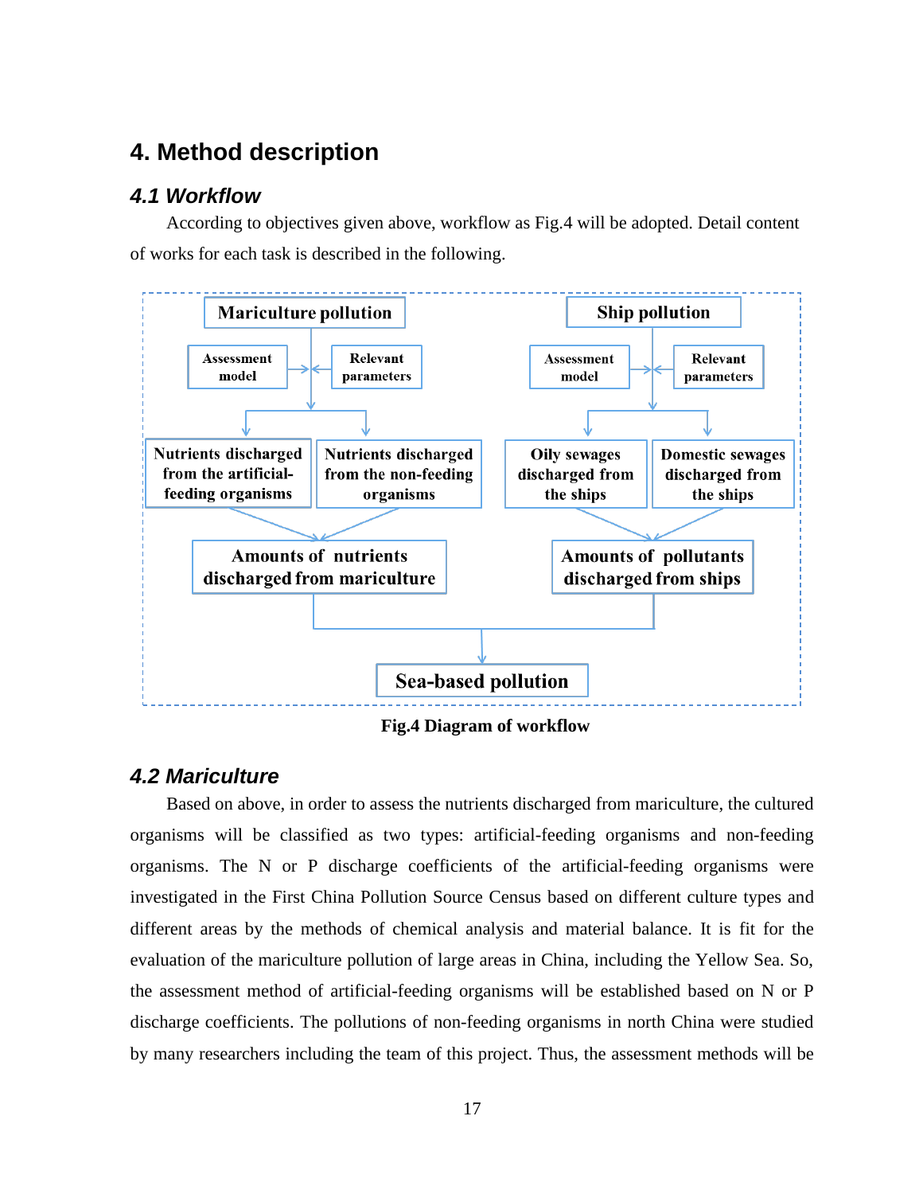# 4. Method description

## 4.1 Workflow

According to objectives given above, workflow as Fig.4 will be adopted. Detail content of works for each task is described in the following.

**Fig.4 Diagram of workflow**

## 4.2 Mariculture

Based on above, in order to assess the nutrients discharged from mariculture, the cultured organisms will be classified as two types: artificial-feeding organisms and non-feeding organisms. The N or P discharge coefficients of the artificial-feeding organisms were investigated in the First China Pollution Source Census based on different culture types and different areas by the methods of chemical analysis and material balance. It is fit for the evaluation of the mariculture pollution of large areas in China, including the Yellow Sea. So, the assessment method of artificial-feeding organisms will be established based on N or P discharge coefficients. The pollutions of non-feeding organisms in north China were studied by many researchers including the team of this project. Thus, the assessment methods will be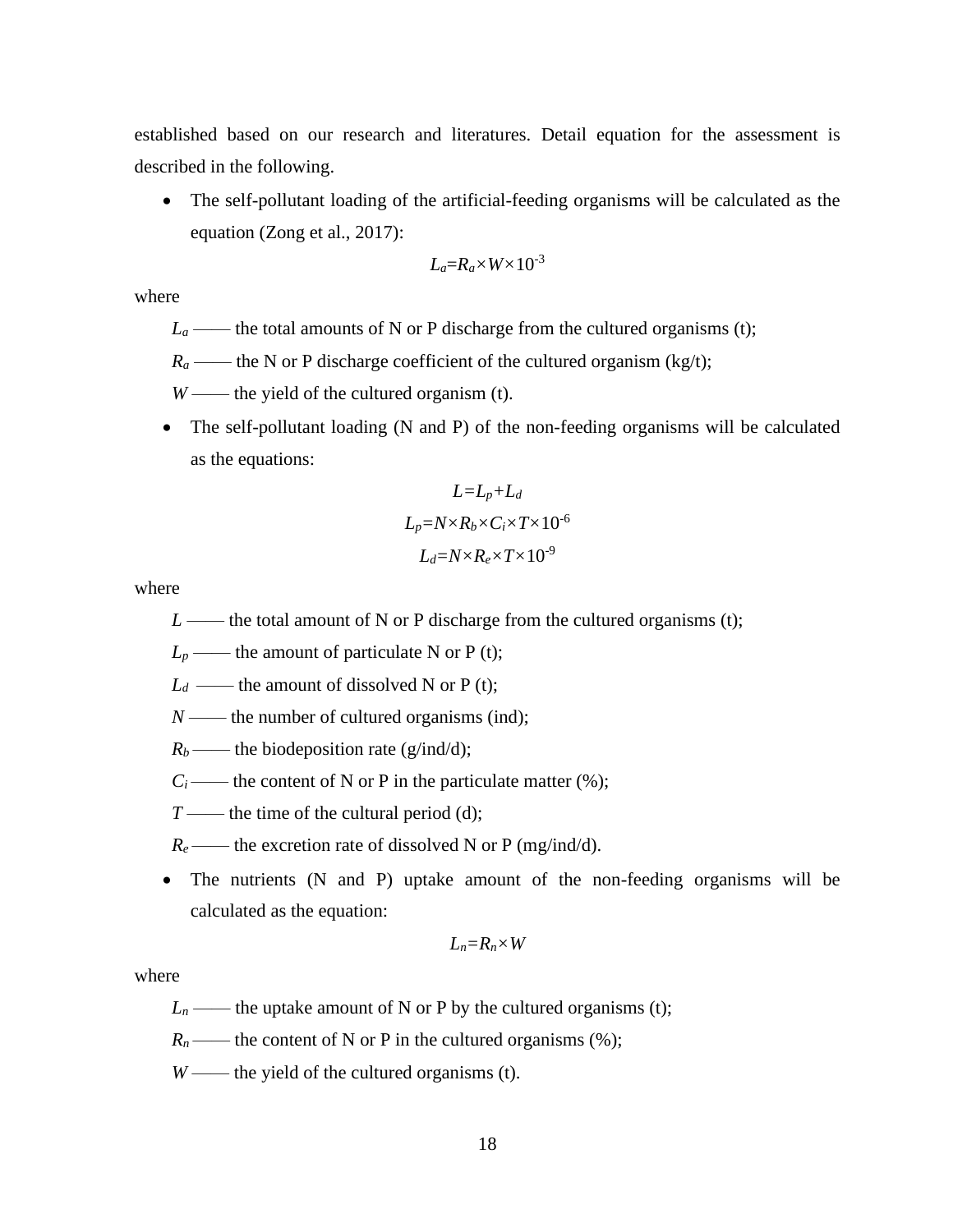established based on our research and literatures. Detail equation for the assessment is described in the following.

- The self-pollutant loading of the artificial-feeding organisms will be calculated as the equation (Zong et al., 2017):

$$L_a = R_a \times W \times 10^{-3}$$

where

$L_a$ —— the total amounts of N or P discharge from the cultured organisms (t);

$R_a$ —— the N or P discharge coefficient of the cultured organism (kg/t);

$W$ —— the yield of the cultured organism (t).

- The self-pollutant loading (N and P) of the non-feeding organisms will be calculated as the equations:

$$L = L_p + L_d$$

$$L_p = N \times R_b \times C_i \times T \times 10^{-6}$$

$$L_d = N \times R_e \times T \times 10^{-9}$$

where

$L$ —— the total amount of N or P discharge from the cultured organisms (t);

$L_p$ —— the amount of particulate N or P (t);

$L_d$ —— the amount of dissolved N or P (t);

$N$ —— the number of cultured organisms (ind);

$R_b$ —— the biodeposition rate (g/ind/d);

$C_i$ —— the content of N or P in the particulate matter (%);

$T$ —— the time of the cultural period (d);

$R_e$ —— the excretion rate of dissolved N or P (mg/ind/d).

- The nutrients (N and P) uptake amount of the non-feeding organisms will be calculated as the equation:

$$L_n = R_n \times W$$

where

$L_n$ —— the uptake amount of N or P by the cultured organisms (t);

$R_n$ —— the content of N or P in the cultured organisms (%);

$W$ —— the yield of the cultured organisms (t).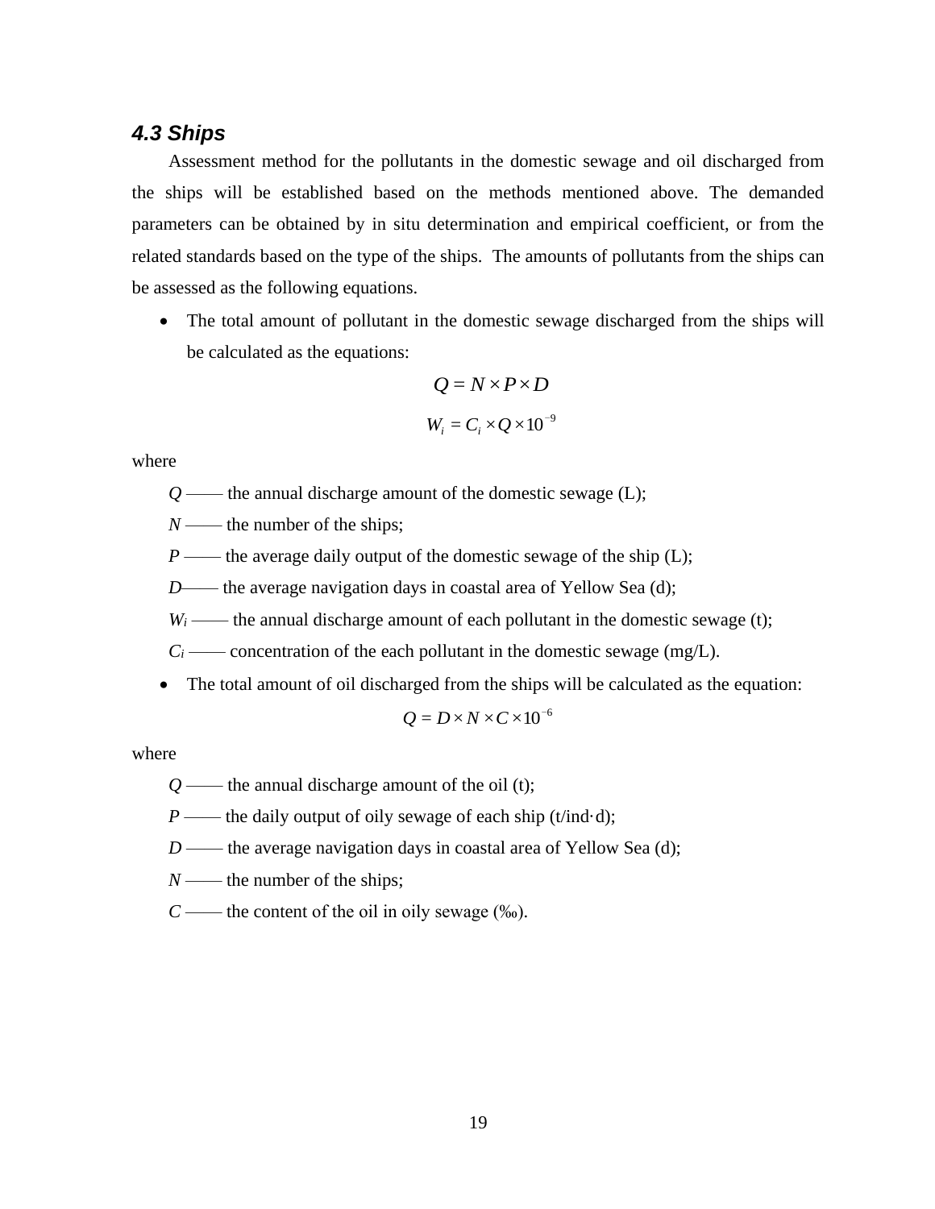### *4.3 Ships*

Assessment method for the pollutants in the domestic sewage and oil discharged from the ships will be established based on the methods mentioned above. The demanded parameters can be obtained by in situ determination and empirical coefficient, or from the related standards based on the type of the ships. The amounts of pollutants from the ships can be assessed as the following equations.

- The total amount of pollutant in the domestic sewage discharged from the ships will be calculated as the equations:

$$Q = N \times P \times D$$

$$W_i = C_i \times Q \times 10^{-9}$$

where

$Q$ —— the annual discharge amount of the domestic sewage (L);

$N$ —— the number of the ships;

$P$ —— the average daily output of the domestic sewage of the ship (L);

$D$—— the average navigation days in coastal area of Yellow Sea (d);

$W_i$ —— the annual discharge amount of each pollutant in the domestic sewage (t);

$C_i$ —— concentration of the each pollutant in the domestic sewage (mg/L).

- The total amount of oil discharged from the ships will be calculated as the equation:

$$Q = D \times N \times C \times 10^{-6}$$

where

$Q$ —— the annual discharge amount of the oil (t);

$P$ —— the daily output of oily sewage of each ship (t/ind·d);

$D$ —— the average navigation days in coastal area of Yellow Sea (d);

$N$ —— the number of the ships;

$C$ —— the content of the oil in oily sewage (‰).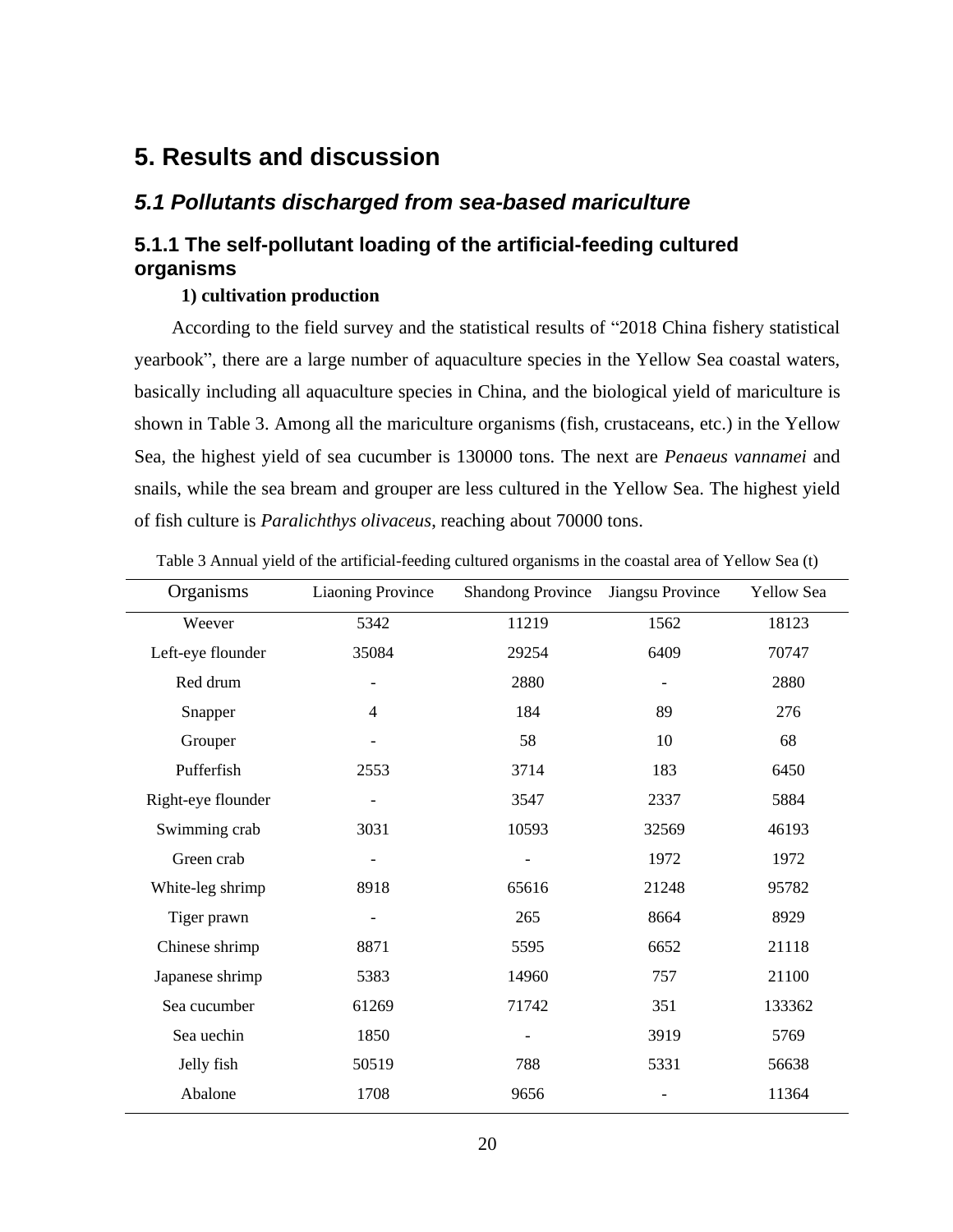# 5. Results and discussion

## *5.1 Pollutants discharged from sea-based mariculture*

### 5.1.1 The self-pollutant loading of the artificial-feeding cultured organisms

**1) cultivation production**

According to the field survey and the statistical results of "2018 China fishery statistical yearbook", there are a large number of aquaculture species in the Yellow Sea coastal waters, basically including all aquaculture species in China, and the biological yield of mariculture is shown in Table 3. Among all the mariculture organisms (fish, crustaceans, etc.) in the Yellow Sea, the highest yield of sea cucumber is 130000 tons. The next are *Penaeus vannamei* and snails, while the sea bream and grouper are less cultured in the Yellow Sea. The highest yield of fish culture is *Paralichthys olivaceus*, reaching about 70000 tons.

Table 3 Annual yield of the artificial-feeding cultured organisms in the coastal area of Yellow Sea (t)

| Organisms | Liaoning Province | Shandong Province | Jiangsu Province | Yellow Sea |
|---|---|---|---|---|
| Weever | 5342 | 11219 | 1562 | 18123 |
| Left-eye flounder | 35084 | 29254 | 6409 | 70747 |
| Red drum | - | 2880 | - | 2880 |
| Snapper | 4 | 184 | 89 | 276 |
| Grouper | - | 58 | 10 | 68 |
| Pufferfish | 2553 | 3714 | 183 | 6450 |
| Right-eye flounder | - | 3547 | 2337 | 5884 |
| Swimming crab | 3031 | 10593 | 32569 | 46193 |
| Green crab | - | - | 1972 | 1972 |
| White-leg shrimp | 8918 | 65616 | 21248 | 95782 |
| Tiger prawn | - | 265 | 8664 | 8929 |
| Chinese shrimp | 8871 | 5595 | 6652 | 21118 |
| Japanese shrimp | 5383 | 14960 | 757 | 21100 |
| Sea cucumber | 61269 | 71742 | 351 | 133362 |
| Sea uechin | 1850 | - | 3919 | 5769 |
| Jelly fish | 50519 | 788 | 5331 | 56638 |
| Abalone | 1708 | 9656 | - | 11364 |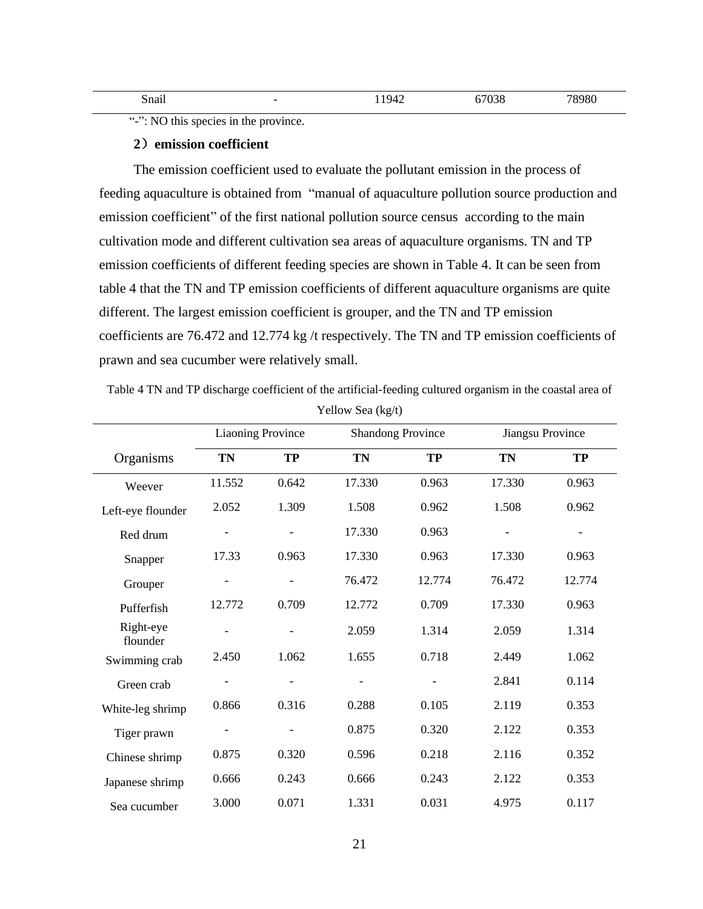| Snail | - | 11942 | 67038 | 78980 |
|---|---|---|---|---|

"-": NO this species in the province.

**2）emission coefficient**

The emission coefficient used to evaluate the pollutant emission in the process of feeding aquaculture is obtained from "manual of aquaculture pollution source production and emission coefficient" of the first national pollution source census according to the main cultivation mode and different cultivation sea areas of aquaculture organisms. TN and TP emission coefficients of different feeding species are shown in Table 4. It can be seen from table 4 that the TN and TP emission coefficients of different aquaculture organisms are quite different. The largest emission coefficient is grouper, and the TN and TP emission coefficients are 76.472 and 12.774 kg /t respectively. The TN and TP emission coefficients of prawn and sea cucumber were relatively small.

Table 4 TN and TP discharge coefficient of the artificial-feeding cultured organism in the coastal area of Yellow Sea (kg/t)

| Organisms | Liaoning Province | | Shandong Province | | Jiangsu Province | |
|---|---|---|---|---|---|---|
| | **TN** | **TP** | **TN** | **TP** | **TN** | **TP** |
| Weever | 11.552 | 0.642 | 17.330 | 0.963 | 17.330 | 0.963 |
| Left-eye flounder | 2.052 | 1.309 | 1.508 | 0.962 | 1.508 | 0.962 |
| Red drum | - | - | 17.330 | 0.963 | - | - |
| Snapper | 17.33 | 0.963 | 17.330 | 0.963 | 17.330 | 0.963 |
| Grouper | - | - | 76.472 | 12.774 | 76.472 | 12.774 |
| Pufferfish | 12.772 | 0.709 | 12.772 | 0.709 | 17.330 | 0.963 |
| Right-eye flounder | - | - | 2.059 | 1.314 | 2.059 | 1.314 |
| Swimming crab | 2.450 | 1.062 | 1.655 | 0.718 | 2.449 | 1.062 |
| Green crab | - | - | - | - | 2.841 | 0.114 |
| White-leg shrimp | 0.866 | 0.316 | 0.288 | 0.105 | 2.119 | 0.353 |
| Tiger prawn | - | - | 0.875 | 0.320 | 2.122 | 0.353 |
| Chinese shrimp | 0.875 | 0.320 | 0.596 | 0.218 | 2.116 | 0.352 |
| Japanese shrimp | 0.666 | 0.243 | 0.666 | 0.243 | 2.122 | 0.353 |
| Sea cucumber | 3.000 | 0.071 | 1.331 | 0.031 | 4.975 | 0.117 |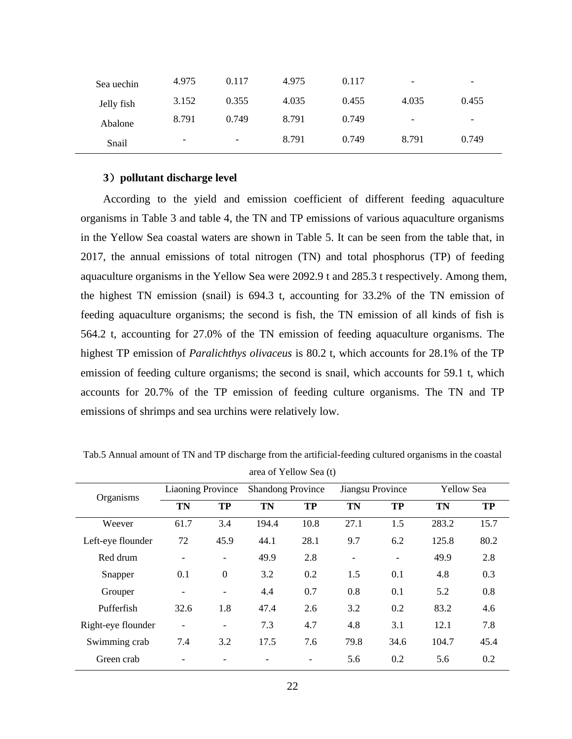| Sea uechin | 4.975 | 0.117 | 4.975 | 0.117 | - | - |
|---|---|---|---|---|---|---|
| Jelly fish | 3.152 | 0.355 | 4.035 | 0.455 | 4.035 | 0.455 |
| Abalone | 8.791 | 0.749 | 8.791 | 0.749 | - | - |
| Snail | - | - | 8.791 | 0.749 | 8.791 | 0.749 |

**3）pollutant discharge level**

According to the yield and emission coefficient of different feeding aquaculture organisms in Table 3 and table 4, the TN and TP emissions of various aquaculture organisms in the Yellow Sea coastal waters are shown in Table 5. It can be seen from the table that, in 2017, the annual emissions of total nitrogen (TN) and total phosphorus (TP) of feeding aquaculture organisms in the Yellow Sea were 2092.9 t and 285.3 t respectively. Among them, the highest TN emission (snail) is 694.3 t, accounting for 33.2% of the TN emission of feeding aquaculture organisms; the second is fish, the TN emission of all kinds of fish is 564.2 t, accounting for 27.0% of the TN emission of feeding aquaculture organisms. The highest TP emission of *Paralichthys olivaceus* is 80.2 t, which accounts for 28.1% of the TP emission of feeding culture organisms; the second is snail, which accounts for 59.1 t, which accounts for 20.7% of the TP emission of feeding culture organisms. The TN and TP emissions of shrimps and sea urchins were relatively low.

Tab.5 Annual amount of TN and TP discharge from the artificial-feeding cultured organisms in the coastal area of Yellow Sea (t)

| Organisms | Liaoning Province | | Shandong Province | | Jiangsu Province | | Yellow Sea | |
|---|---|---|---|---|---|---|---|---|
| | **TN** | **TP** | **TN** | **TP** | **TN** | **TP** | **TN** | **TP** |
| Weever | 61.7 | 3.4 | 194.4 | 10.8 | 27.1 | 1.5 | 283.2 | 15.7 |
| Left-eye flounder | 72 | 45.9 | 44.1 | 28.1 | 9.7 | 6.2 | 125.8 | 80.2 |
| Red drum | - | - | 49.9 | 2.8 | - | - | 49.9 | 2.8 |
| Snapper | 0.1 | 0 | 3.2 | 0.2 | 1.5 | 0.1 | 4.8 | 0.3 |
| Grouper | - | - | 4.4 | 0.7 | 0.8 | 0.1 | 5.2 | 0.8 |
| Pufferfish | 32.6 | 1.8 | 47.4 | 2.6 | 3.2 | 0.2 | 83.2 | 4.6 |
| Right-eye flounder | - | - | 7.3 | 4.7 | 4.8 | 3.1 | 12.1 | 7.8 |
| Swimming crab | 7.4 | 3.2 | 17.5 | 7.6 | 79.8 | 34.6 | 104.7 | 45.4 |
| Green crab | - | - | - | - | 5.6 | 0.2 | 5.6 | 0.2 |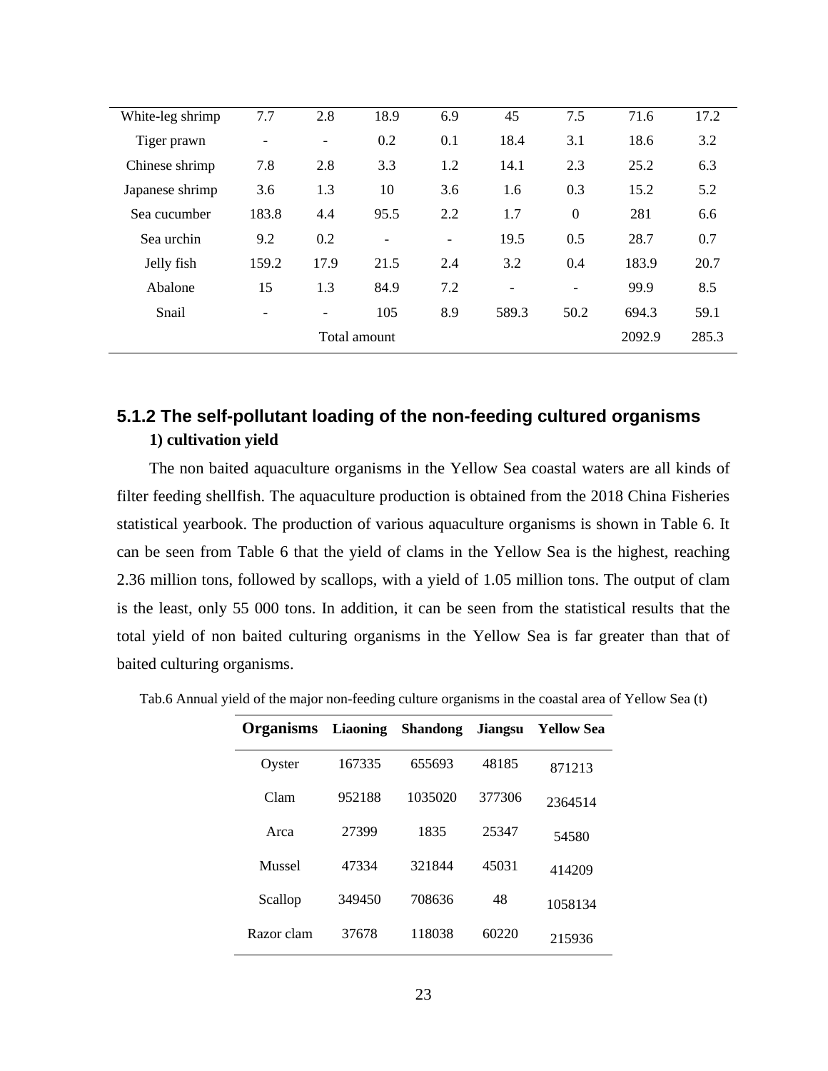| | | | | | | | | |
|---|---|---|---|---|---|---|---|---|
| White-leg shrimp | 7.7 | 2.8 | 18.9 | 6.9 | 45 | 7.5 | 71.6 | 17.2 |
| Tiger prawn | - | - | 0.2 | 0.1 | 18.4 | 3.1 | 18.6 | 3.2 |
| Chinese shrimp | 7.8 | 2.8 | 3.3 | 1.2 | 14.1 | 2.3 | 25.2 | 6.3 |
| Japanese shrimp | 3.6 | 1.3 | 10 | 3.6 | 1.6 | 0.3 | 15.2 | 5.2 |
| Sea cucumber | 183.8 | 4.4 | 95.5 | 2.2 | 1.7 | 0 | 281 | 6.6 |
| Sea urchin | 9.2 | 0.2 | - | - | 19.5 | 0.5 | 28.7 | 0.7 |
| Jelly fish | 159.2 | 17.9 | 21.5 | 2.4 | 3.2 | 0.4 | 183.9 | 20.7 |
| Abalone | 15 | 1.3 | 84.9 | 7.2 | - | - | 99.9 | 8.5 |
| Snail | - | - | 105 | 8.9 | 589.3 | 50.2 | 694.3 | 59.1 |
| | | | Total amount | | | | 2092.9 | 285.3 |

## 5.1.2 The self-pollutant loading of the non-feeding cultured organisms

**1) cultivation yield**

The non baited aquaculture organisms in the Yellow Sea coastal waters are all kinds of filter feeding shellfish. The aquaculture production is obtained from the 2018 China Fisheries statistical yearbook. The production of various aquaculture organisms is shown in Table 6. It can be seen from Table 6 that the yield of clams in the Yellow Sea is the highest, reaching 2.36 million tons, followed by scallops, with a yield of 1.05 million tons. The output of clam is the least, only 55 000 tons. In addition, it can be seen from the statistical results that the total yield of non baited culturing organisms in the Yellow Sea is far greater than that of baited culturing organisms.

Tab.6 Annual yield of the major non-feeding culture organisms in the coastal area of Yellow Sea (t)

| Organisms | Liaoning | Shandong | Jiangsu | Yellow Sea |
|---|---|---|---|---|
| Oyster | 167335 | 655693 | 48185 | 871213 |
| Clam | 952188 | 1035020 | 377306 | 2364514 |
| Arca | 27399 | 1835 | 25347 | 54580 |
| Mussel | 47334 | 321844 | 45031 | 414209 |
| Scallop | 349450 | 708636 | 48 | 1058134 |
| Razor clam | 37678 | 118038 | 60220 | 215936 |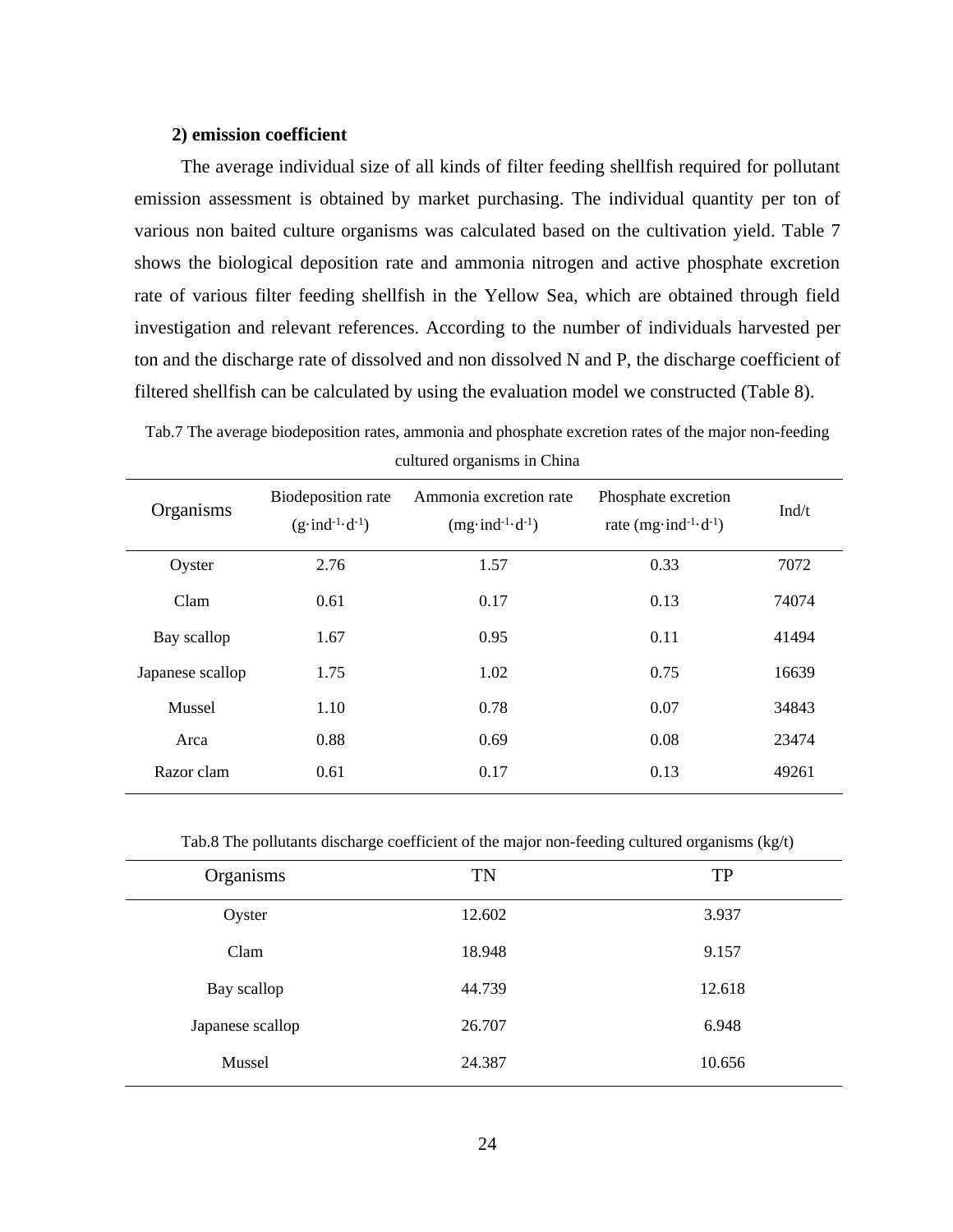**2) emission coefficient**

The average individual size of all kinds of filter feeding shellfish required for pollutant emission assessment is obtained by market purchasing. The individual quantity per ton of various non baited culture organisms was calculated based on the cultivation yield. Table 7 shows the biological deposition rate and ammonia nitrogen and active phosphate excretion rate of various filter feeding shellfish in the Yellow Sea, which are obtained through field investigation and relevant references. According to the number of individuals harvested per ton and the discharge rate of dissolved and non dissolved N and P, the discharge coefficient of filtered shellfish can be calculated by using the evaluation model we constructed (Table 8).

Tab.7 The average biodeposition rates, ammonia and phosphate excretion rates of the major non-feeding cultured organisms in China

| Organisms | Biodeposition rate ($g \cdot ind^{-1} \cdot d^{-1}$) | Ammonia excretion rate ($mg \cdot ind^{-1} \cdot d^{-1}$) | Phosphate excretion rate ($mg \cdot ind^{-1} \cdot d^{-1}$) | Ind/t |
|---|---|---|---|---|
| Oyster | 2.76 | 1.57 | 0.33 | 7072 |
| Clam | 0.61 | 0.17 | 0.13 | 74074 |
| Bay scallop | 1.67 | 0.95 | 0.11 | 41494 |
| Japanese scallop | 1.75 | 1.02 | 0.75 | 16639 |
| Mussel | 1.10 | 0.78 | 0.07 | 34843 |
| Arca | 0.88 | 0.69 | 0.08 | 23474 |
| Razor clam | 0.61 | 0.17 | 0.13 | 49261 |

Tab.8 The pollutants discharge coefficient of the major non-feeding cultured organisms (kg/t)

| Organisms | TN | TP |
|---|---|---|
| Oyster | 12.602 | 3.937 |
| Clam | 18.948 | 9.157 |
| Bay scallop | 44.739 | 12.618 |
| Japanese scallop | 26.707 | 6.948 |
| Mussel | 24.387 | 10.656 |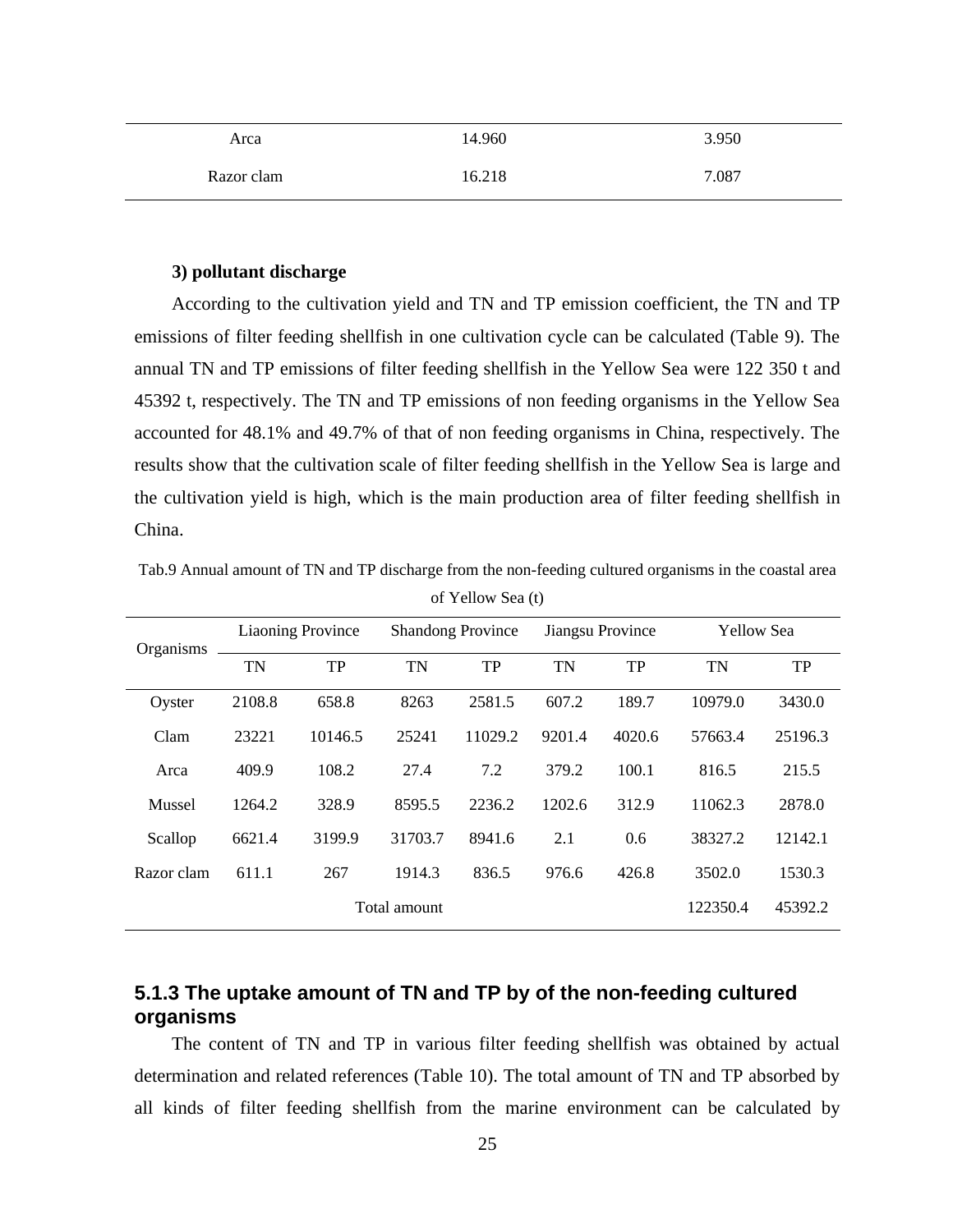| Arca | 14.960 | 3.950 |
|---|---|---|
| Razor clam | 16.218 | 7.087 |

**3) pollutant discharge**

According to the cultivation yield and TN and TP emission coefficient, the TN and TP emissions of filter feeding shellfish in one cultivation cycle can be calculated (Table 9). The annual TN and TP emissions of filter feeding shellfish in the Yellow Sea were 122 350 t and 45392 t, respectively. The TN and TP emissions of non feeding organisms in the Yellow Sea accounted for 48.1% and 49.7% of that of non feeding organisms in China, respectively. The results show that the cultivation scale of filter feeding shellfish in the Yellow Sea is large and the cultivation yield is high, which is the main production area of filter feeding shellfish in China.

Tab.9 Annual amount of TN and TP discharge from the non-feeding cultured organisms in the coastal area of Yellow Sea (t)

| Organisms | Liaoning Province | | Shandong Province | | Jiangsu Province | | Yellow Sea | |
|---|---|---|---|---|---|---|---|---|
| | TN | TP | TN | TP | TN | TP | TN | TP |
| Oyster | 2108.8 | 658.8 | 8263 | 2581.5 | 607.2 | 189.7 | 10979.0 | 3430.0 |
| Clam | 23221 | 10146.5 | 25241 | 11029.2 | 9201.4 | 4020.6 | 57663.4 | 25196.3 |
| Arca | 409.9 | 108.2 | 27.4 | 7.2 | 379.2 | 100.1 | 816.5 | 215.5 |
| Mussel | 1264.2 | 328.9 | 8595.5 | 2236.2 | 1202.6 | 312.9 | 11062.3 | 2878.0 |
| Scallop | 6621.4 | 3199.9 | 31703.7 | 8941.6 | 2.1 | 0.6 | 38327.2 | 12142.1 |
| Razor clam | 611.1 | 267 | 1914.3 | 836.5 | 976.6 | 426.8 | 3502.0 | 1530.3 |
| Total amount | | | | | | | 122350.4 | 45392.2 |

### 5.1.3 The uptake amount of TN and TP by of the non-feeding cultured organisms

The content of TN and TP in various filter feeding shellfish was obtained by actual determination and related references (Table 10). The total amount of TN and TP absorbed by all kinds of filter feeding shellfish from the marine environment can be calculated by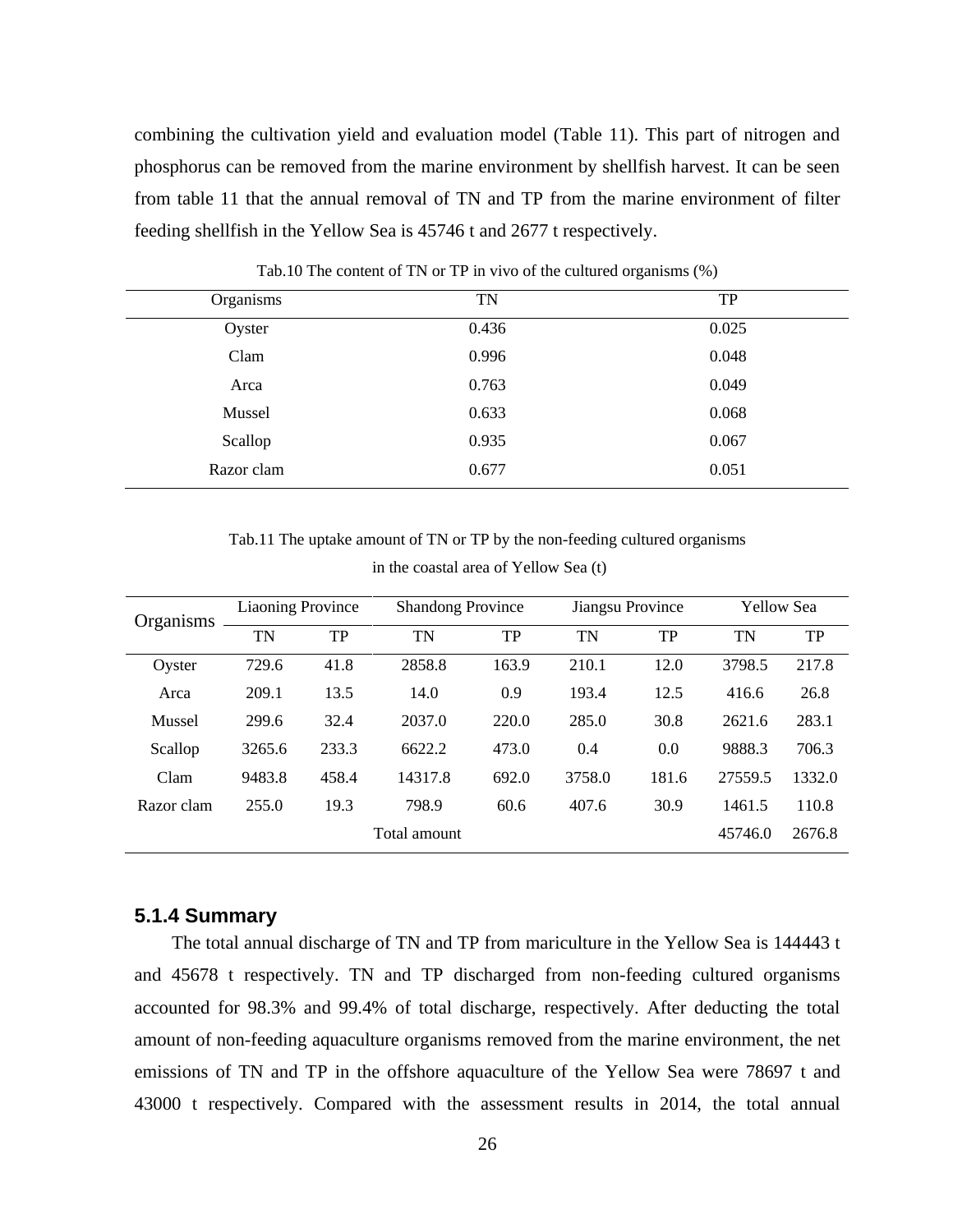combining the cultivation yield and evaluation model (Table 11). This part of nitrogen and phosphorus can be removed from the marine environment by shellfish harvest. It can be seen from table 11 that the annual removal of TN and TP from the marine environment of filter feeding shellfish in the Yellow Sea is 45746 t and 2677 t respectively.

Tab.10 The content of TN or TP in vivo of the cultured organisms (%)

| Organisms | TN | TP |
|---|---|---|
| Oyster | 0.436 | 0.025 |
| Clam | 0.996 | 0.048 |
| Arca | 0.763 | 0.049 |
| Mussel | 0.633 | 0.068 |
| Scallop | 0.935 | 0.067 |
| Razor clam | 0.677 | 0.051 |

Tab.11 The uptake amount of TN or TP by the non-feeding cultured organisms in the coastal area of Yellow Sea (t)

| Organisms | Liaoning Province | | Shandong Province | | Jiangsu Province | | Yellow Sea | |
|---|---|---|---|---|---|---|---|---|
| | TN | TP | TN | TP | TN | TP | TN | TP |
| Oyster | 729.6 | 41.8 | 2858.8 | 163.9 | 210.1 | 12.0 | 3798.5 | 217.8 |
| Arca | 209.1 | 13.5 | 14.0 | 0.9 | 193.4 | 12.5 | 416.6 | 26.8 |
| Mussel | 299.6 | 32.4 | 2037.0 | 220.0 | 285.0 | 30.8 | 2621.6 | 283.1 |
| Scallop | 3265.6 | 233.3 | 6622.2 | 473.0 | 0.4 | 0.0 | 9888.3 | 706.3 |
| Clam | 9483.8 | 458.4 | 14317.8 | 692.0 | 3758.0 | 181.6 | 27559.5 | 1332.0 |
| Razor clam | 255.0 | 19.3 | 798.9 | 60.6 | 407.6 | 30.9 | 1461.5 | 110.8 |
| Total amount | | | | | | | 45746.0 | 2676.8 |

### 5.1.4 Summary

The total annual discharge of TN and TP from mariculture in the Yellow Sea is 144443 t and 45678 t respectively. TN and TP discharged from non-feeding cultured organisms accounted for 98.3% and 99.4% of total discharge, respectively. After deducting the total amount of non-feeding aquaculture organisms removed from the marine environment, the net emissions of TN and TP in the offshore aquaculture of the Yellow Sea were 78697 t and 43000 t respectively. Compared with the assessment results in 2014, the total annual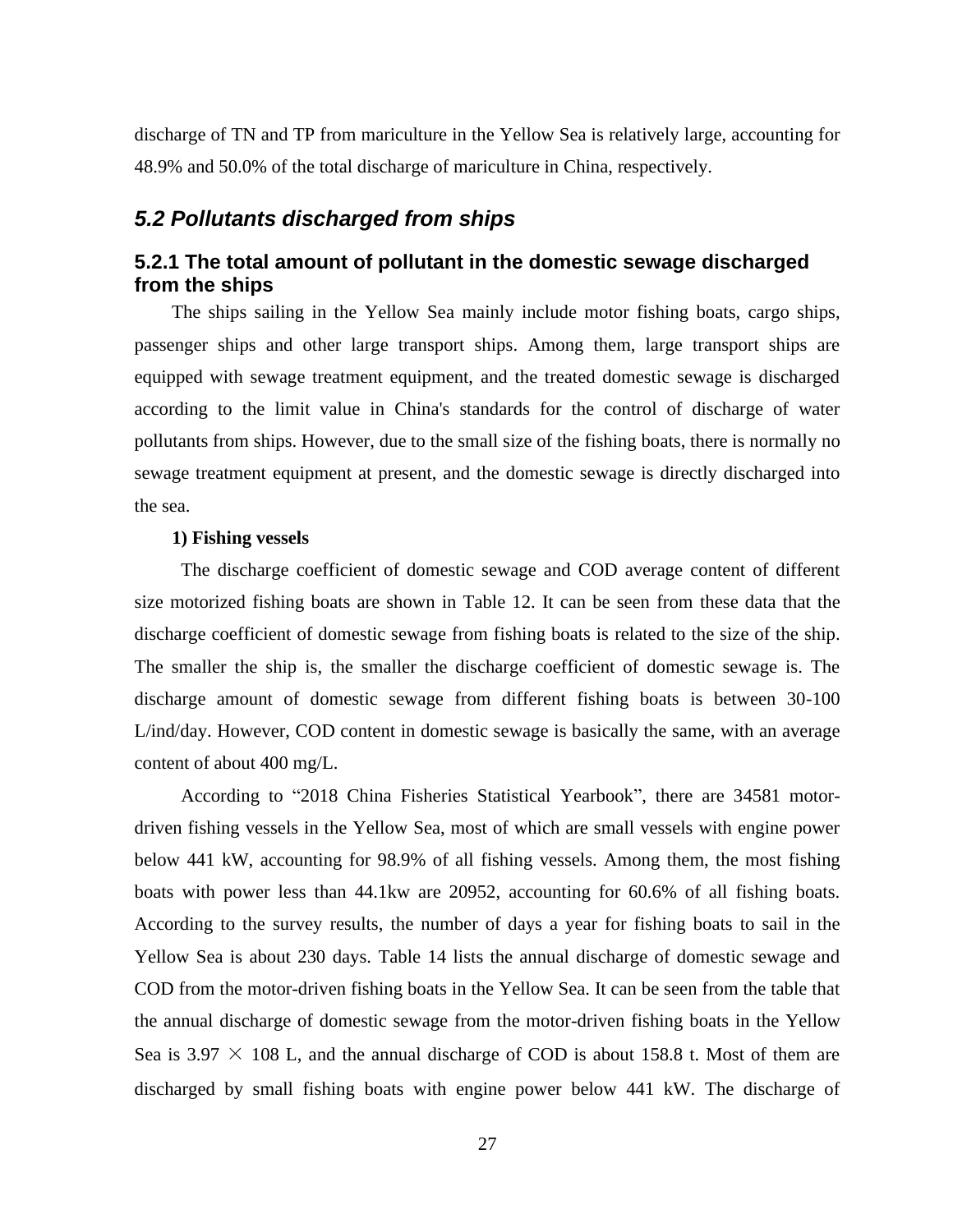discharge of TN and TP from mariculture in the Yellow Sea is relatively large, accounting for 48.9% and 50.0% of the total discharge of mariculture in China, respectively.

## *5.2 Pollutants discharged from ships*

### 5.2.1 The total amount of pollutant in the domestic sewage discharged from the ships

The ships sailing in the Yellow Sea mainly include motor fishing boats, cargo ships, passenger ships and other large transport ships. Among them, large transport ships are equipped with sewage treatment equipment, and the treated domestic sewage is discharged according to the limit value in China's standards for the control of discharge of water pollutants from ships. However, due to the small size of the fishing boats, there is normally no sewage treatment equipment at present, and the domestic sewage is directly discharged into the sea.

**1) Fishing vessels**

The discharge coefficient of domestic sewage and COD average content of different size motorized fishing boats are shown in Table 12. It can be seen from these data that the discharge coefficient of domestic sewage from fishing boats is related to the size of the ship. The smaller the ship is, the smaller the discharge coefficient of domestic sewage is. The discharge amount of domestic sewage from different fishing boats is between 30-100 L/ind/day. However, COD content in domestic sewage is basically the same, with an average content of about 400 mg/L.

According to "2018 China Fisheries Statistical Yearbook", there are 34581 motor-driven fishing vessels in the Yellow Sea, most of which are small vessels with engine power below 441 kW, accounting for 98.9% of all fishing vessels. Among them, the most fishing boats with power less than 44.1kw are 20952, accounting for 60.6% of all fishing boats. According to the survey results, the number of days a year for fishing boats to sail in the Yellow Sea is about 230 days. Table 14 lists the annual discharge of domestic sewage and COD from the motor-driven fishing boats in the Yellow Sea. It can be seen from the table that the annual discharge of domestic sewage from the motor-driven fishing boats in the Yellow Sea is $3.97 \times 10^8$ L, and the annual discharge of COD is about 158.8 t. Most of them are discharged by small fishing boats with engine power below 441 kW. The discharge of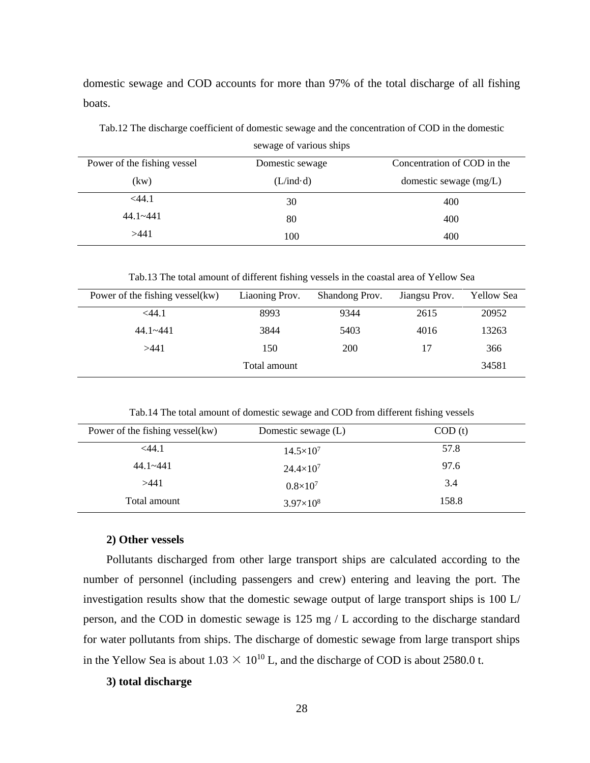domestic sewage and COD accounts for more than 97% of the total discharge of all fishing boats.

Tab.12 The discharge coefficient of domestic sewage and the concentration of COD in the domestic sewage of various ships

| Power of the fishing vessel (kw) | Domestic sewage (L/ind·d) | Concentration of COD in the domestic sewage (mg/L) |
|---|---|---|
| <44.1 | 30 | 400 |
| 44.1~441 | 80 | 400 |
| >441 | 100 | 400 |

Tab.13 The total amount of different fishing vessels in the coastal area of Yellow Sea

| Power of the fishing vessel(kw) | Liaoning Prov. | Shandong Prov. | Jiangsu Prov. | Yellow Sea |
|---|---|---|---|---|
| <44.1 | 8993 | 9344 | 2615 | 20952 |
| 44.1~441 | 3844 | 5403 | 4016 | 13263 |
| >441 | 150 | 200 | 17 | 366 |
| | Total amount | | | 34581 |

Tab.14 The total amount of domestic sewage and COD from different fishing vessels

| Power of the fishing vessel(kw) | Domestic sewage (L) | COD (t) |
|---|---|---|
| <44.1 | $14.5 \times 10^7$ | 57.8 |
| 44.1~441 | $24.4 \times 10^7$ | 97.6 |
| >441 | $0.8 \times 10^7$ | 3.4 |
| Total amount | $3.97 \times 10^8$ | 158.8 |

**2) Other vessels**

Pollutants discharged from other large transport ships are calculated according to the number of personnel (including passengers and crew) entering and leaving the port. The investigation results show that the domestic sewage output of large transport ships is 100 L/ person, and the COD in domestic sewage is 125 mg / L according to the discharge standard for water pollutants from ships. The discharge of domestic sewage from large transport ships in the Yellow Sea is about $1.03 \times 10^{10}$ L, and the discharge of COD is about 2580.0 t.

**3) total discharge**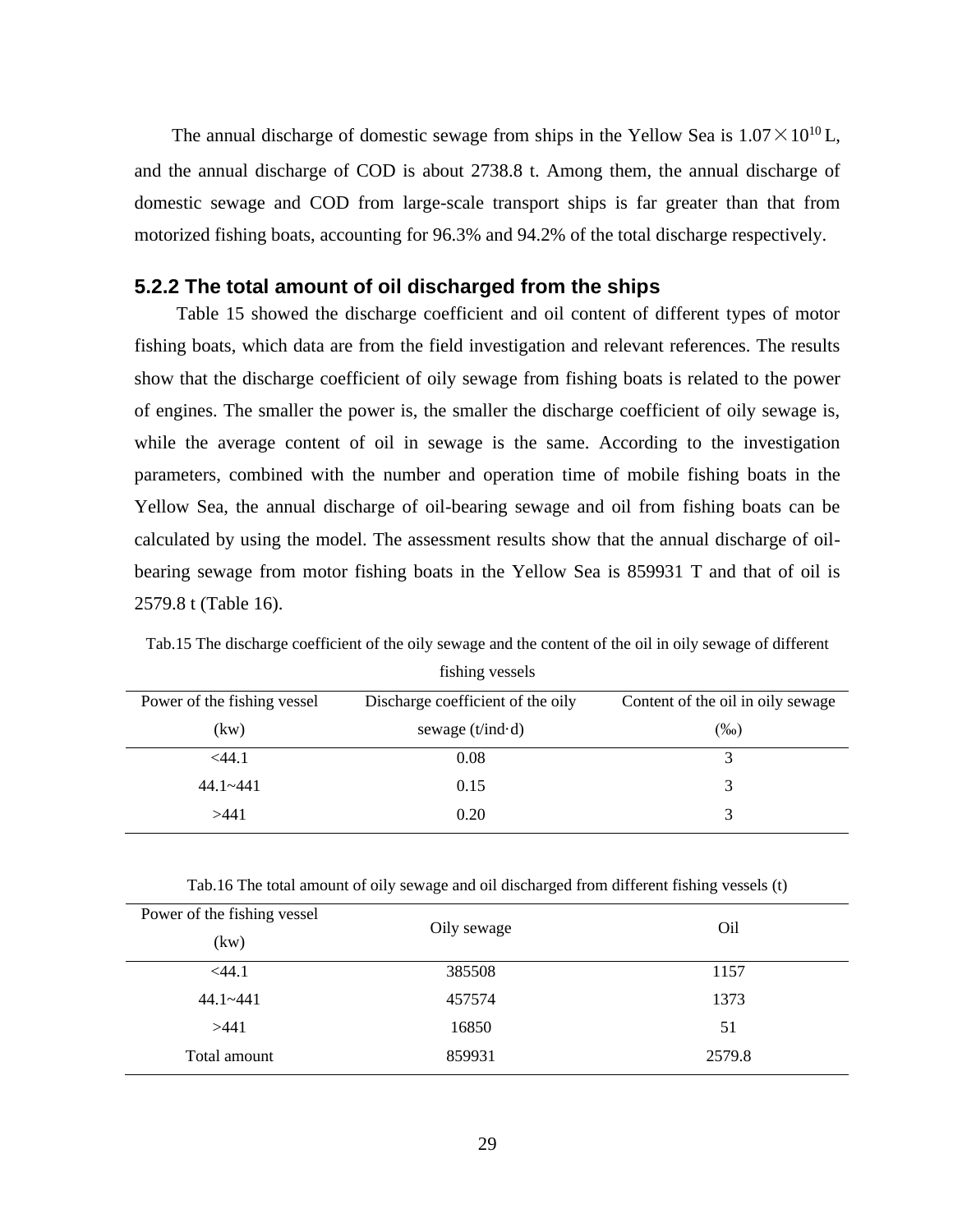The annual discharge of domestic sewage from ships in the Yellow Sea is $1.07\times10^{10}$ L, and the annual discharge of COD is about 2738.8 t. Among them, the annual discharge of domestic sewage and COD from large-scale transport ships is far greater than that from motorized fishing boats, accounting for 96.3% and 94.2% of the total discharge respectively.

### 5.2.2 The total amount of oil discharged from the ships

Table 15 showed the discharge coefficient and oil content of different types of motor fishing boats, which data are from the field investigation and relevant references. The results show that the discharge coefficient of oily sewage from fishing boats is related to the power of engines. The smaller the power is, the smaller the discharge coefficient of oily sewage is, while the average content of oil in sewage is the same. According to the investigation parameters, combined with the number and operation time of mobile fishing boats in the Yellow Sea, the annual discharge of oil-bearing sewage and oil from fishing boats can be calculated by using the model. The assessment results show that the annual discharge of oil-bearing sewage from motor fishing boats in the Yellow Sea is 859931 T and that of oil is 2579.8 t (Table 16).

Tab.15 The discharge coefficient of the oily sewage and the content of the oil in oily sewage of different fishing vessels

| Power of the fishing vessel (kw) | Discharge coefficient of the oily sewage (t/ind·d) | Content of the oil in oily sewage (‰) |
|---|---|---|
| <44.1 | 0.08 | 3 |
| 44.1~441 | 0.15 | 3 |
| >441 | 0.20 | 3 |

Tab.16 The total amount of oily sewage and oil discharged from different fishing vessels (t)

| Power of the fishing vessel (kw) | Oily sewage | Oil |
|---|---|---|
| <44.1 | 385508 | 1157 |
| 44.1~441 | 457574 | 1373 |
| >441 | 16850 | 51 |
| Total amount | 859931 | 2579.8 |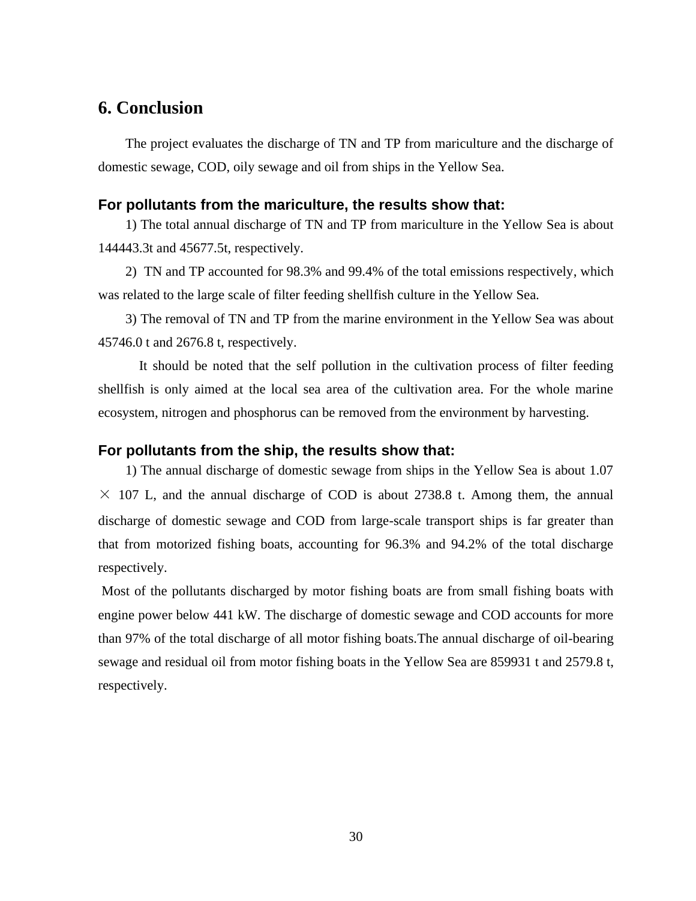# 6. Conclusion

The project evaluates the discharge of TN and TP from mariculture and the discharge of domestic sewage, COD, oily sewage and oil from ships in the Yellow Sea.

### For pollutants from the mariculture, the results show that:

1) The total annual discharge of TN and TP from mariculture in the Yellow Sea is about 144443.3t and 45677.5t, respectively.

2) TN and TP accounted for 98.3% and 99.4% of the total emissions respectively, which was related to the large scale of filter feeding shellfish culture in the Yellow Sea.

3) The removal of TN and TP from the marine environment in the Yellow Sea was about 45746.0 t and 2676.8 t, respectively.

It should be noted that the self pollution in the cultivation process of filter feeding shellfish is only aimed at the local sea area of the cultivation area. For the whole marine ecosystem, nitrogen and phosphorus can be removed from the environment by harvesting.

### For pollutants from the ship, the results show that:

1) The annual discharge of domestic sewage from ships in the Yellow Sea is about $1.07 \times 10^7$ L, and the annual discharge of COD is about 2738.8 t. Among them, the annual discharge of domestic sewage and COD from large-scale transport ships is far greater than that from motorized fishing boats, accounting for 96.3% and 94.2% of the total discharge respectively.

Most of the pollutants discharged by motor fishing boats are from small fishing boats with engine power below 441 kW. The discharge of domestic sewage and COD accounts for more than 97% of the total discharge of all motor fishing boats.The annual discharge of oil-bearing sewage and residual oil from motor fishing boats in the Yellow Sea are 859931 t and 2579.8 t, respectively.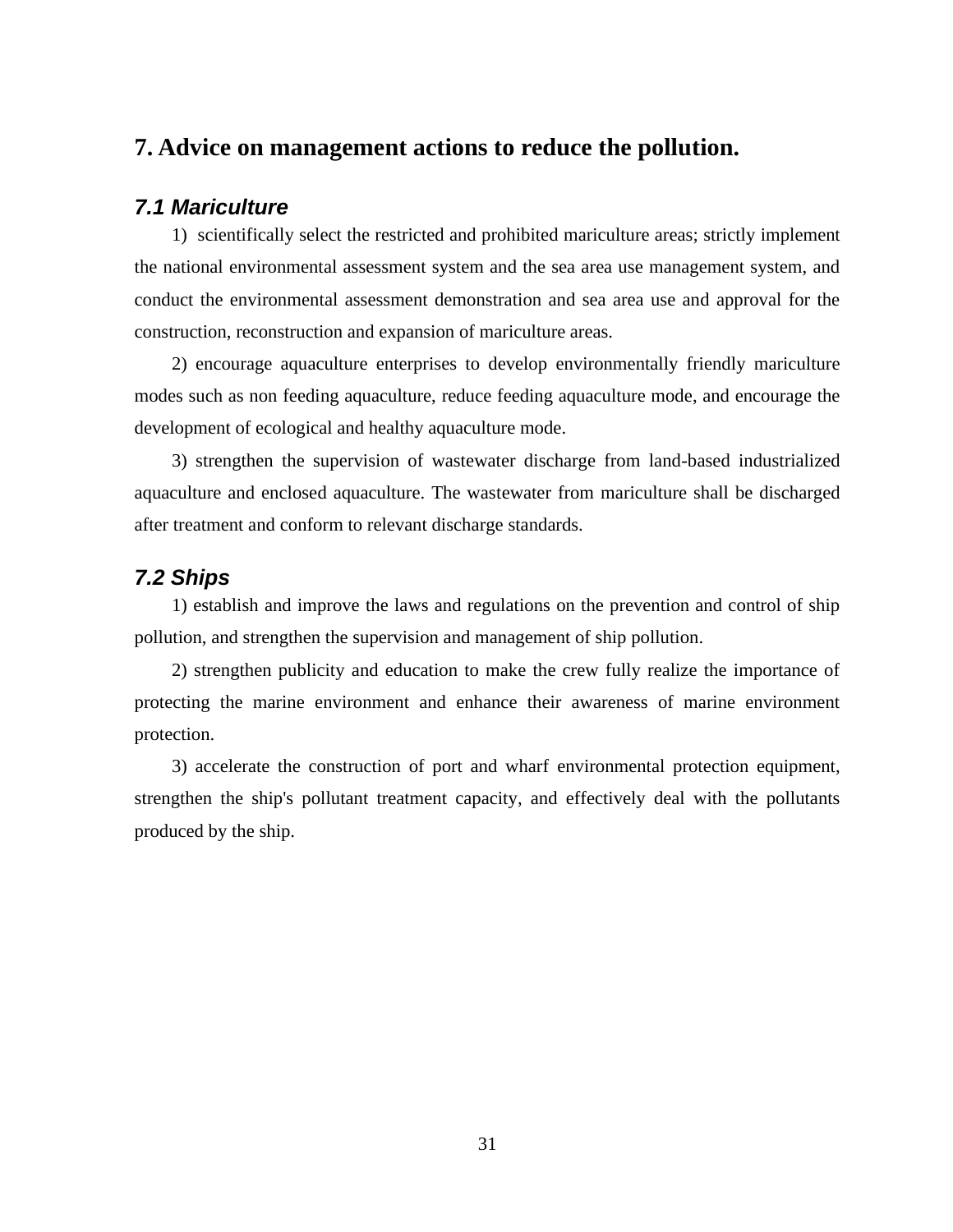## 7. Advice on management actions to reduce the pollution.

### *7.1 Mariculture*

1) scientifically select the restricted and prohibited mariculture areas; strictly implement the national environmental assessment system and the sea area use management system, and conduct the environmental assessment demonstration and sea area use and approval for the construction, reconstruction and expansion of mariculture areas.

2) encourage aquaculture enterprises to develop environmentally friendly mariculture modes such as non feeding aquaculture, reduce feeding aquaculture mode, and encourage the development of ecological and healthy aquaculture mode.

3) strengthen the supervision of wastewater discharge from land-based industrialized aquaculture and enclosed aquaculture. The wastewater from mariculture shall be discharged after treatment and conform to relevant discharge standards.

### *7.2 Ships*

1) establish and improve the laws and regulations on the prevention and control of ship pollution, and strengthen the supervision and management of ship pollution.

2) strengthen publicity and education to make the crew fully realize the importance of protecting the marine environment and enhance their awareness of marine environment protection.

3) accelerate the construction of port and wharf environmental protection equipment, strengthen the ship's pollutant treatment capacity, and effectively deal with the pollutants produced by the ship.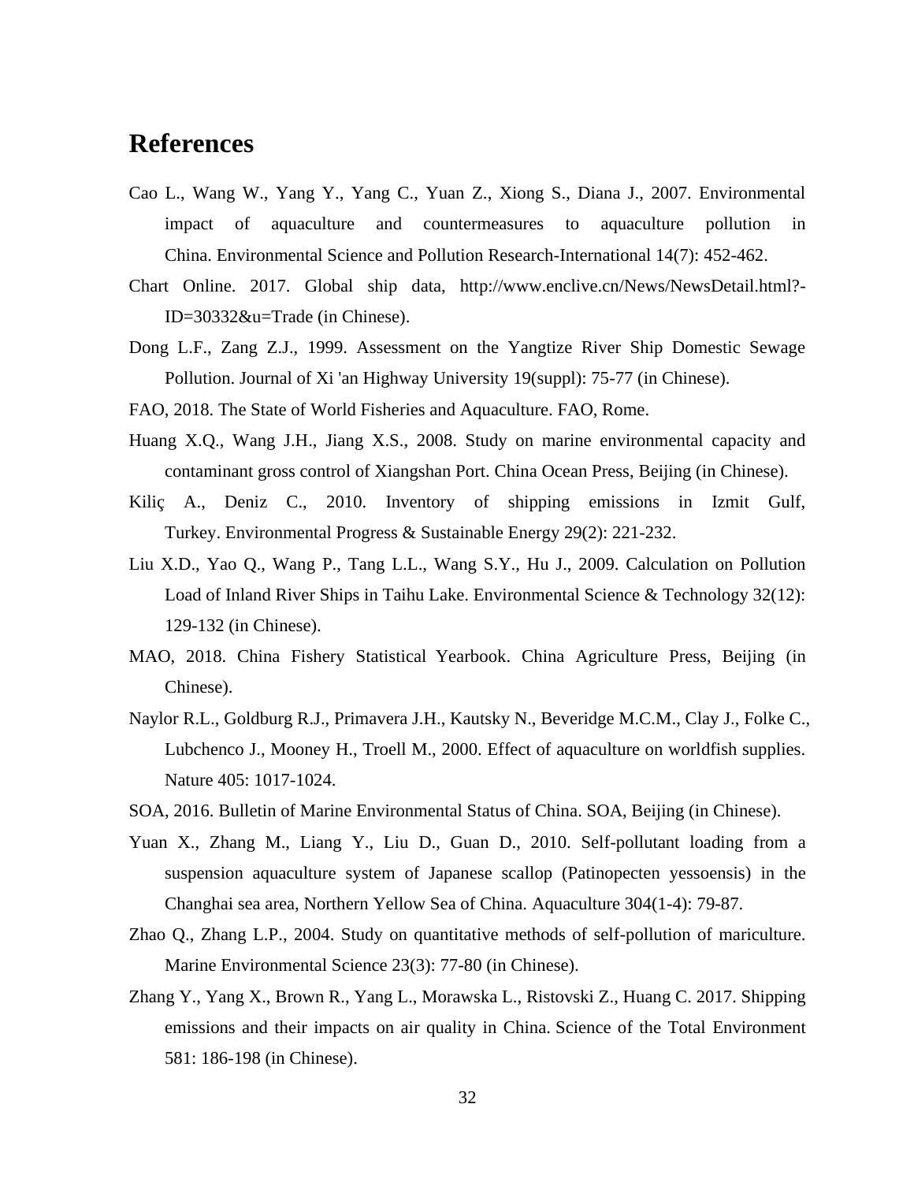# References

Cao L., Wang W., Yang Y., Yang C., Yuan Z., Xiong S., Diana J., 2007. Environmental impact of aquaculture and countermeasures to aquaculture pollution in China. Environmental Science and Pollution Research-International 14(7): 452-462.

Chart Online. 2017. Global ship data, http://www.enclive.cn/News/NewsDetail.html?-ID=30332&u=Trade (in Chinese).

Dong L.F., Zang Z.J., 1999. Assessment on the Yangtize River Ship Domestic Sewage Pollution. Journal of Xi 'an Highway University 19(suppl): 75-77 (in Chinese).

FAO, 2018. The State of World Fisheries and Aquaculture. FAO, Rome.

Huang X.Q., Wang J.H., Jiang X.S., 2008. Study on marine environmental capacity and contaminant gross control of Xiangshan Port. China Ocean Press, Beijing (in Chinese).

Kiliç A., Deniz C., 2010. Inventory of shipping emissions in Izmit Gulf, Turkey. Environmental Progress & Sustainable Energy 29(2): 221-232.

Liu X.D., Yao Q., Wang P., Tang L.L., Wang S.Y., Hu J., 2009. Calculation on Pollution Load of Inland River Ships in Taihu Lake. Environmental Science & Technology 32(12): 129-132 (in Chinese).

MAO, 2018. China Fishery Statistical Yearbook. China Agriculture Press, Beijing (in Chinese).

Naylor R.L., Goldburg R.J., Primavera J.H., Kautsky N., Beveridge M.C.M., Clay J., Folke C., Lubchenco J., Mooney H., Troell M., 2000. Effect of aquaculture on worldfish supplies. Nature 405: 1017-1024.

SOA, 2016. Bulletin of Marine Environmental Status of China. SOA, Beijing (in Chinese).

Yuan X., Zhang M., Liang Y., Liu D., Guan D., 2010. Self-pollutant loading from a suspension aquaculture system of Japanese scallop (Patinopecten yessoensis) in the Changhai sea area, Northern Yellow Sea of China. Aquaculture 304(1-4): 79-87.

Zhao Q., Zhang L.P., 2004. Study on quantitative methods of self-pollution of mariculture. Marine Environmental Science 23(3): 77-80 (in Chinese).

Zhang Y., Yang X., Brown R., Yang L., Morawska L., Ristovski Z., Huang C. 2017. Shipping emissions and their impacts on air quality in China. Science of the Total Environment 581: 186-198 (in Chinese).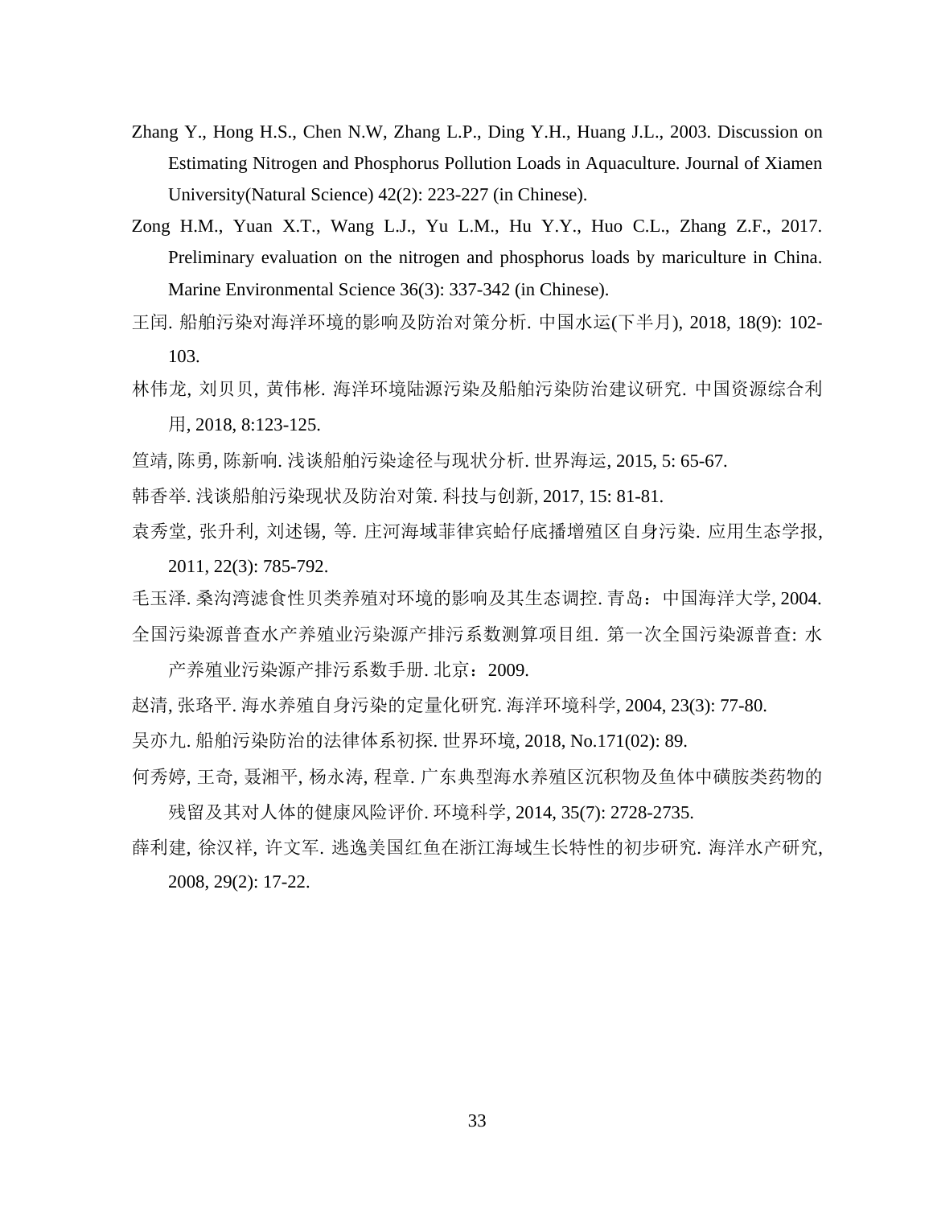Zhang Y., Hong H.S., Chen N.W, Zhang L.P., Ding Y.H., Huang J.L., 2003. Discussion on Estimating Nitrogen and Phosphorus Pollution Loads in Aquaculture. Journal of Xiamen University(Natural Science) 42(2): 223-227 (in Chinese).

Zong H.M., Yuan X.T., Wang L.J., Yu L.M., Hu Y.Y., Huo C.L., Zhang Z.F., 2017. Preliminary evaluation on the nitrogen and phosphorus loads by mariculture in China. Marine Environmental Science 36(3): 337-342 (in Chinese).

王闰. 船舶污染对海洋环境的影响及防治对策分析. 中国水运(下半月), 2018, 18(9): 102-103.

林伟龙, 刘贝贝, 黄伟彬. 海洋环境陆源污染及船舶污染防治建议研究. 中国资源综合利用, 2018, 8:123-125.

笪靖, 陈勇, 陈新响. 浅谈船舶污染途径与现状分析. 世界海运, 2015, 5: 65-67.

韩香举. 浅谈船舶污染现状及防治对策. 科技与创新, 2017, 15: 81-81.

袁秀堂, 张升利, 刘述锡, 等. 庄河海域菲律宾蛤仔底播增殖区自身污染. 应用生态学报, 2011, 22(3): 785-792.

毛玉泽. 桑沟湾滤食性贝类养殖对环境的影响及其生态调控. 青岛：中国海洋大学, 2004.

全国污染源普查水产养殖业污染源产排污系数测算项目组. 第一次全国污染源普查: 水产养殖业污染源产排污系数手册. 北京：2009.

赵清, 张珞平. 海水养殖自身污染的定量化研究. 海洋环境科学, 2004, 23(3): 77-80.

吴亦九. 船舶污染防治的法律体系初探. 世界环境, 2018, No.171(02): 89.

何秀婷, 王奇, 聂湘平, 杨永涛, 程章. 广东典型海水养殖区沉积物及鱼体中磺胺类药物的残留及其对人体的健康风险评价. 环境科学, 2014, 35(7): 2728-2735.

薛利建, 徐汉祥, 许文军. 逃逸美国红鱼在浙江海域生长特性的初步研究. 海洋水产研究, 2008, 29(2): 17-22.